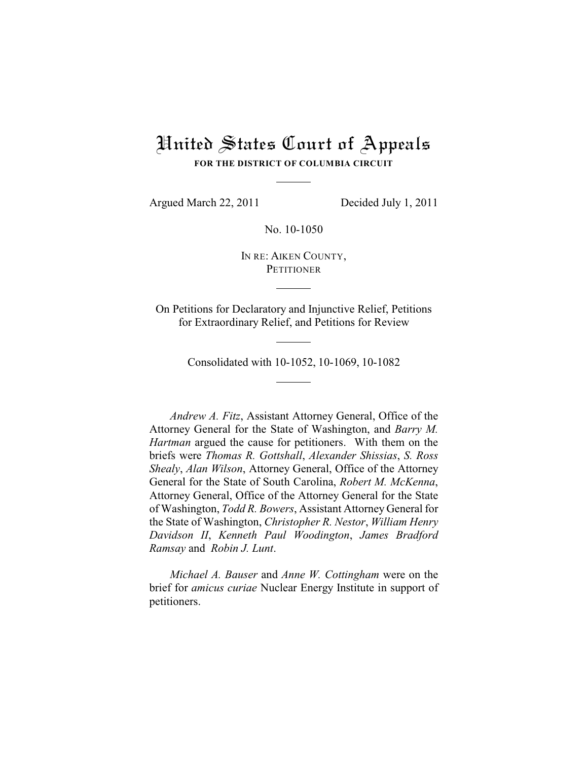# United States Court of Appeals

**FOR THE DISTRICT OF COLUMBIA CIRCUIT**

---

Argued March 22, 2011 Decided July 1, 2011

No. 10-1050

IN RE: AIKEN COUNTY,
PETITIONER

---

On Petitions for Declaratory and Injunctive Relief, Petitions for Extraordinary Relief, and Petitions for Review

---

Consolidated with 10-1052, 10-1069, 10-1082

---

*Andrew A. Fitz*, Assistant Attorney General, Office of the Attorney General for the State of Washington, and *Barry M. Hartman* argued the cause for petitioners. With them on the briefs were *Thomas R. Gottshall*, *Alexander Shissias*, *S. Ross Shealy*, *Alan Wilson*, Attorney General, Office of the Attorney General for the State of South Carolina, *Robert M. McKenna*, Attorney General, Office of the Attorney General for the State of Washington, *Todd R. Bowers*, Assistant Attorney General for the State of Washington, *Christopher R. Nestor*, *William Henry Davidson II*, *Kenneth Paul Woodington*, *James Bradford Ramsay* and *Robin J. Lunt*.

*Michael A. Bauser* and *Anne W. Cottingham* were on the brief for *amicus curiae* Nuclear Energy Institute in support of petitioners.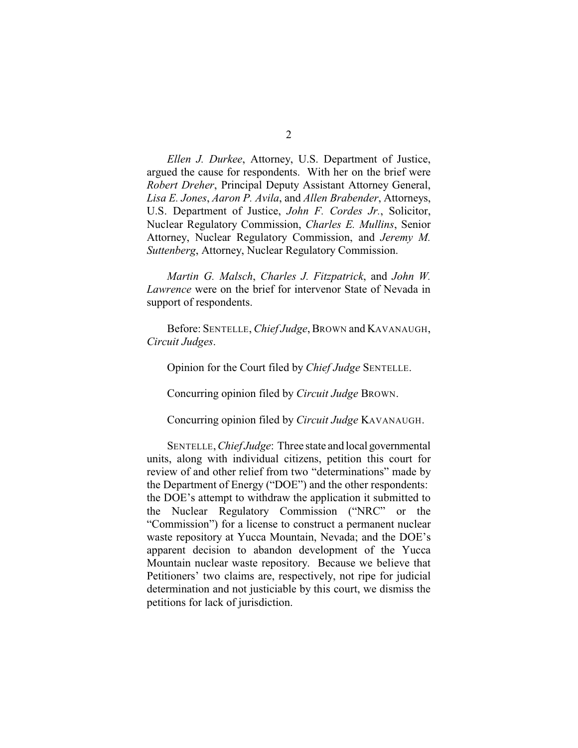*Ellen J. Durkee*, Attorney, U.S. Department of Justice, argued the cause for respondents. With her on the brief were *Robert Dreher*, Principal Deputy Assistant Attorney General, *Lisa E. Jones*, *Aaron P. Avila*, and *Allen Brabender*, Attorneys, U.S. Department of Justice, *John F. Cordes Jr.*, Solicitor, Nuclear Regulatory Commission, *Charles E. Mullins*, Senior Attorney, Nuclear Regulatory Commission, and *Jeremy M. Suttenberg*, Attorney, Nuclear Regulatory Commission.

*Martin G. Malsch*, *Charles J. Fitzpatrick*, and *John W. Lawrence* were on the brief for intervenor State of Nevada in support of respondents.

Before: SENTELLE, *Chief Judge*, BROWN and KAVANAUGH, *Circuit Judges*.

Opinion for the Court filed by *Chief Judge* SENTELLE.

Concurring opinion filed by *Circuit Judge* BROWN.

Concurring opinion filed by *Circuit Judge* KAVANAUGH.

SENTELLE, *Chief Judge*: Three state and local governmental units, along with individual citizens, petition this court for review of and other relief from two "determinations" made by the Department of Energy ("DOE") and the other respondents: the DOE's attempt to withdraw the application it submitted to the Nuclear Regulatory Commission ("NRC" or the "Commission") for a license to construct a permanent nuclear waste repository at Yucca Mountain, Nevada; and the DOE's apparent decision to abandon development of the Yucca Mountain nuclear waste repository. Because we believe that Petitioners' two claims are, respectively, not ripe for judicial determination and not justiciable by this court, we dismiss the petitions for lack of jurisdiction.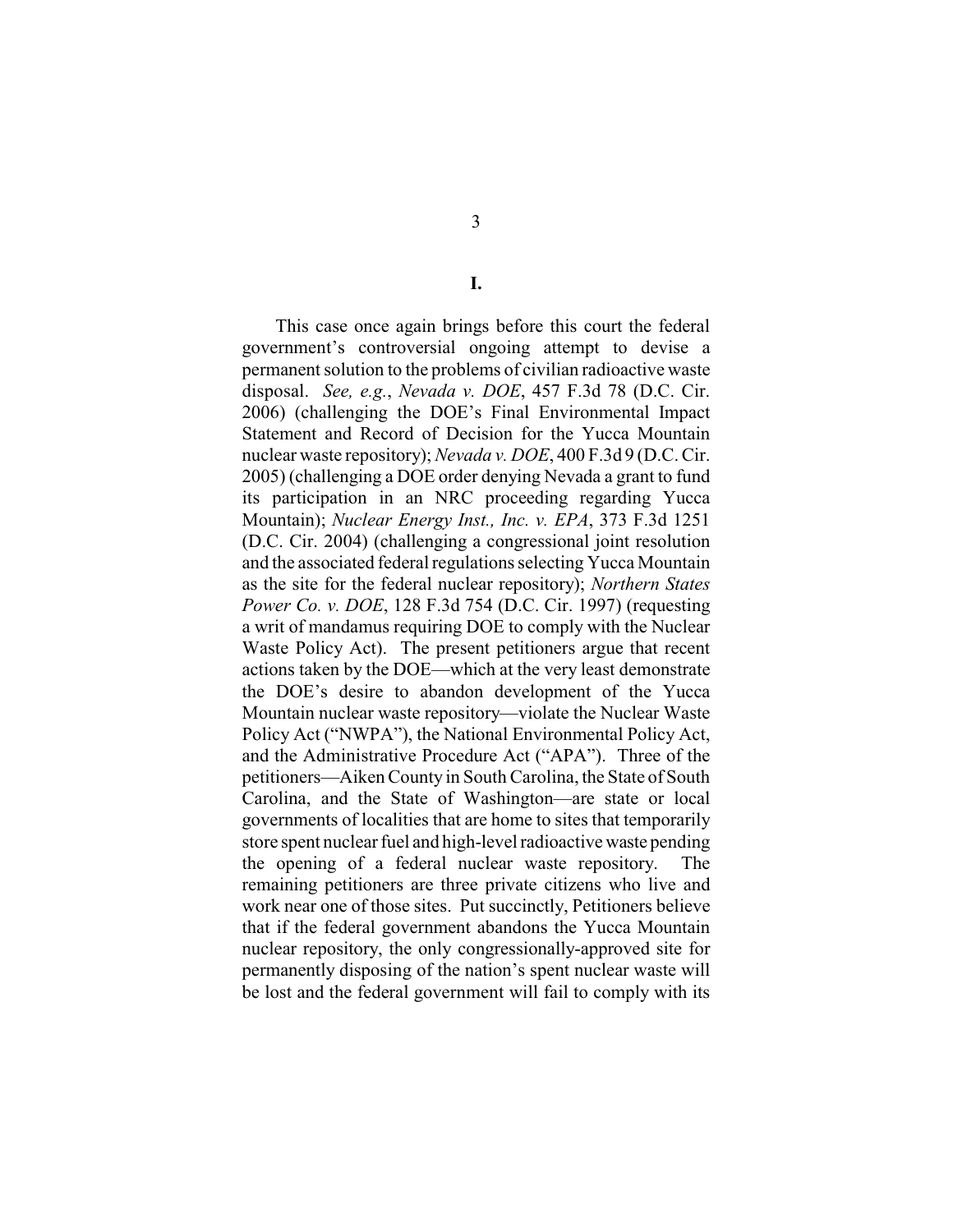# I.

This case once again brings before this court the federal government's controversial ongoing attempt to devise a permanent solution to the problems of civilian radioactive waste disposal. *See, e.g.*, *Nevada v. DOE*, 457 F.3d 78 (D.C. Cir. 2006) (challenging the DOE's Final Environmental Impact Statement and Record of Decision for the Yucca Mountain nuclear waste repository); *Nevada v. DOE*, 400 F.3d 9 (D.C. Cir. 2005) (challenging a DOE order denying Nevada a grant to fund its participation in an NRC proceeding regarding Yucca Mountain); *Nuclear Energy Inst., Inc. v. EPA*, 373 F.3d 1251 (D.C. Cir. 2004) (challenging a congressional joint resolution and the associated federal regulations selecting Yucca Mountain as the site for the federal nuclear repository); *Northern States Power Co. v. DOE*, 128 F.3d 754 (D.C. Cir. 1997) (requesting a writ of mandamus requiring DOE to comply with the Nuclear Waste Policy Act). The present petitioners argue that recent actions taken by the DOE—which at the very least demonstrate the DOE's desire to abandon development of the Yucca Mountain nuclear waste repository—violate the Nuclear Waste Policy Act ("NWPA"), the National Environmental Policy Act, and the Administrative Procedure Act ("APA"). Three of the petitioners—Aiken County in South Carolina, the State of South Carolina, and the State of Washington—are state or local governments of localities that are home to sites that temporarily store spent nuclear fuel and high-level radioactive waste pending the opening of a federal nuclear waste repository. The remaining petitioners are three private citizens who live and work near one of those sites. Put succinctly, Petitioners believe that if the federal government abandons the Yucca Mountain nuclear repository, the only congressionally-approved site for permanently disposing of the nation's spent nuclear waste will be lost and the federal government will fail to comply with its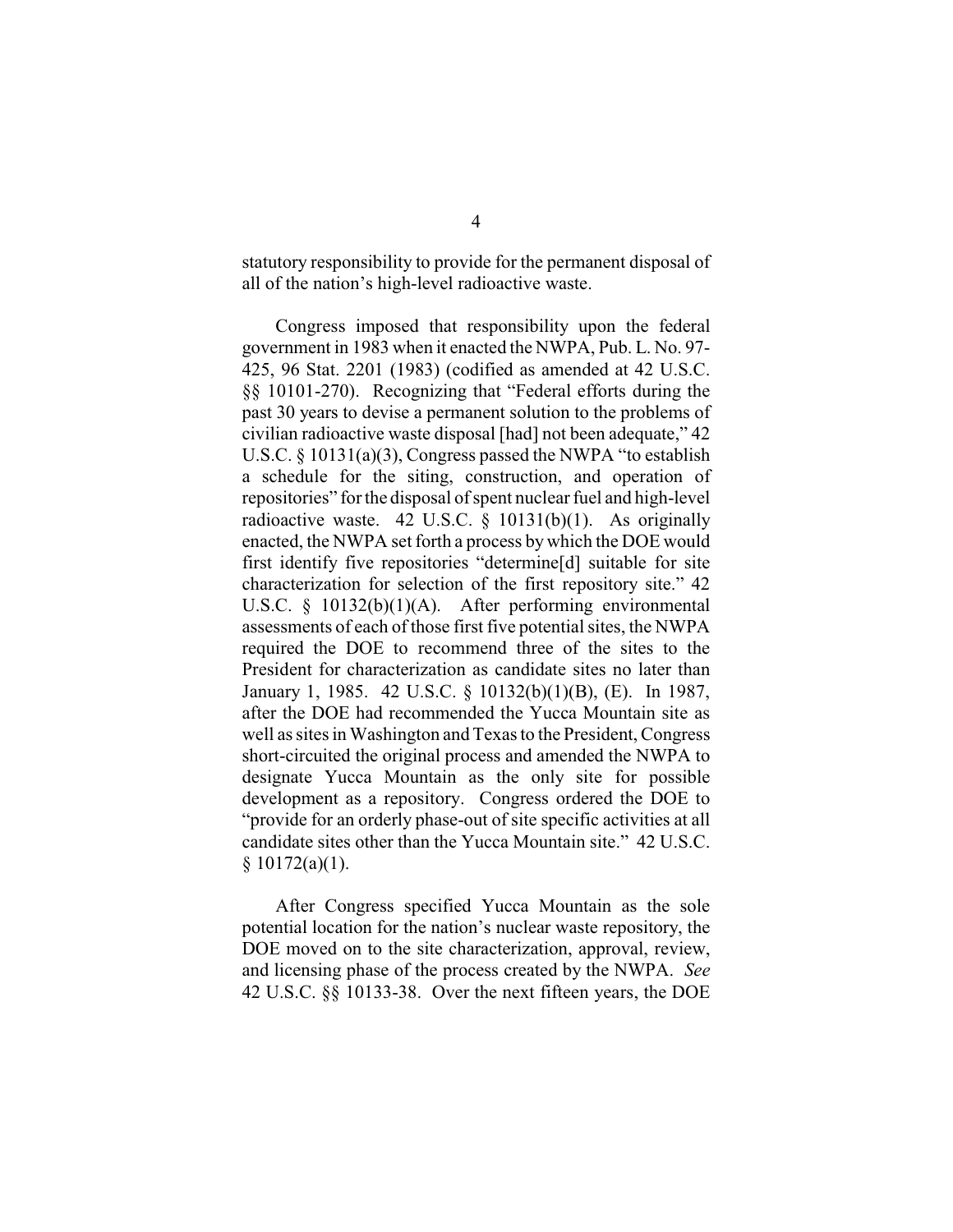statutory responsibility to provide for the permanent disposal of all of the nation's high-level radioactive waste.

Congress imposed that responsibility upon the federal government in 1983 when it enacted the NWPA, Pub. L. No. 97-425, 96 Stat. 2201 (1983) (codified as amended at 42 U.S.C. §§ 10101-270). Recognizing that "Federal efforts during the past 30 years to devise a permanent solution to the problems of civilian radioactive waste disposal [had] not been adequate," 42 U.S.C. § 10131(a)(3), Congress passed the NWPA "to establish a schedule for the siting, construction, and operation of repositories" for the disposal of spent nuclear fuel and high-level radioactive waste. 42 U.S.C. § 10131(b)(1). As originally enacted, the NWPA set forth a process by which the DOE would first identify five repositories "determine[d] suitable for site characterization for selection of the first repository site." 42 U.S.C. § 10132(b)(1)(A). After performing environmental assessments of each of those first five potential sites, the NWPA required the DOE to recommend three of the sites to the President for characterization as candidate sites no later than January 1, 1985. 42 U.S.C. § 10132(b)(1)(B), (E). In 1987, after the DOE had recommended the Yucca Mountain site as well as sites in Washington and Texas to the President, Congress short-circuited the original process and amended the NWPA to designate Yucca Mountain as the only site for possible development as a repository. Congress ordered the DOE to "provide for an orderly phase-out of site specific activities at all candidate sites other than the Yucca Mountain site." 42 U.S.C. § 10172(a)(1).

After Congress specified Yucca Mountain as the sole potential location for the nation's nuclear waste repository, the DOE moved on to the site characterization, approval, review, and licensing phase of the process created by the NWPA. *See* 42 U.S.C. §§ 10133-38. Over the next fifteen years, the DOE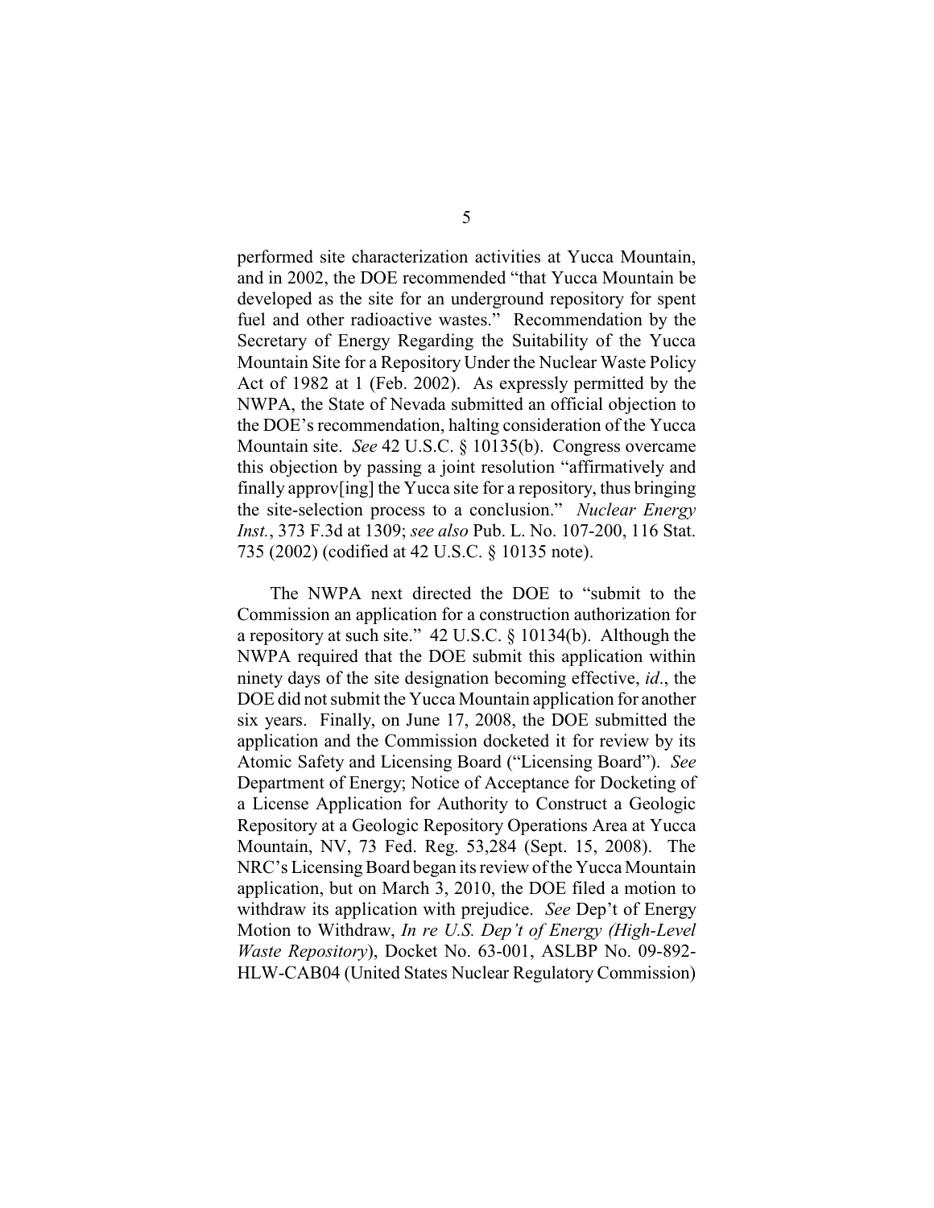performed site characterization activities at Yucca Mountain, and in 2002, the DOE recommended "that Yucca Mountain be developed as the site for an underground repository for spent fuel and other radioactive wastes." Recommendation by the Secretary of Energy Regarding the Suitability of the Yucca Mountain Site for a Repository Under the Nuclear Waste Policy Act of 1982 at 1 (Feb. 2002). As expressly permitted by the NWPA, the State of Nevada submitted an official objection to the DOE's recommendation, halting consideration of the Yucca Mountain site. *See* 42 U.S.C. § 10135(b). Congress overcame this objection by passing a joint resolution "affirmatively and finally approv[ing] the Yucca site for a repository, thus bringing the site-selection process to a conclusion." *Nuclear Energy Inst.*, 373 F.3d at 1309; *see also* Pub. L. No. 107-200, 116 Stat. 735 (2002) (codified at 42 U.S.C. § 10135 note).

The NWPA next directed the DOE to "submit to the Commission an application for a construction authorization for a repository at such site." 42 U.S.C. § 10134(b). Although the NWPA required that the DOE submit this application within ninety days of the site designation becoming effective, *id*., the DOE did not submit the Yucca Mountain application for another six years. Finally, on June 17, 2008, the DOE submitted the application and the Commission docketed it for review by its Atomic Safety and Licensing Board ("Licensing Board"). *See* Department of Energy; Notice of Acceptance for Docketing of a License Application for Authority to Construct a Geologic Repository at a Geologic Repository Operations Area at Yucca Mountain, NV, 73 Fed. Reg. 53,284 (Sept. 15, 2008). The NRC's Licensing Board began its review of the Yucca Mountain application, but on March 3, 2010, the DOE filed a motion to withdraw its application with prejudice. *See* Dep't of Energy Motion to Withdraw, *In re U.S. Dep't of Energy (High-Level Waste Repository)*, Docket No. 63-001, ASLBP No. 09-892-HLW-CAB04 (United States Nuclear Regulatory Commission)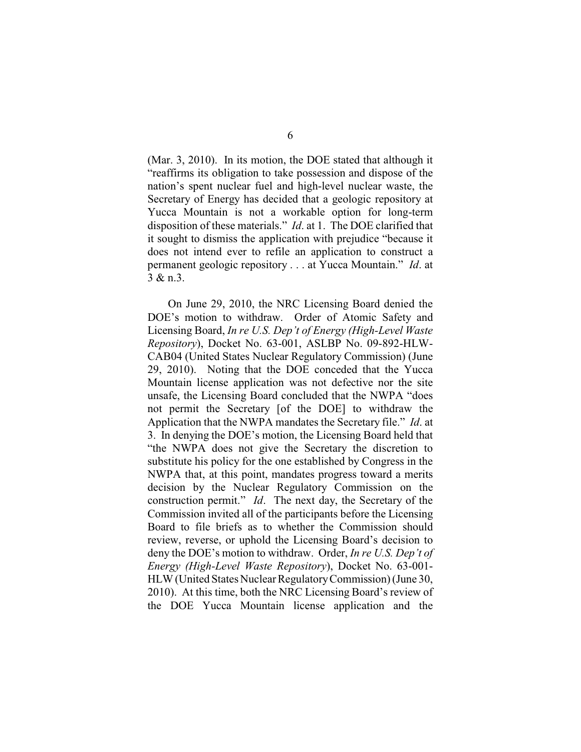(Mar. 3, 2010). In its motion, the DOE stated that although it "reaffirms its obligation to take possession and dispose of the nation's spent nuclear fuel and high-level nuclear waste, the Secretary of Energy has decided that a geologic repository at Yucca Mountain is not a workable option for long-term disposition of these materials." *Id*. at 1. The DOE clarified that it sought to dismiss the application with prejudice "because it does not intend ever to refile an application to construct a permanent geologic repository . . . at Yucca Mountain." *Id*. at 3 & n.3.

On June 29, 2010, the NRC Licensing Board denied the DOE's motion to withdraw. Order of Atomic Safety and Licensing Board, *In re U.S. Dep't of Energy (High-Level Waste Repository*), Docket No. 63-001, ASLBP No. 09-892-HLW-CAB04 (United States Nuclear Regulatory Commission) (June 29, 2010). Noting that the DOE conceded that the Yucca Mountain license application was not defective nor the site unsafe, the Licensing Board concluded that the NWPA "does not permit the Secretary [of the DOE] to withdraw the Application that the NWPA mandates the Secretary file." *Id*. at 3. In denying the DOE's motion, the Licensing Board held that "the NWPA does not give the Secretary the discretion to substitute his policy for the one established by Congress in the NWPA that, at this point, mandates progress toward a merits decision by the Nuclear Regulatory Commission on the construction permit." *Id*. The next day, the Secretary of the Commission invited all of the participants before the Licensing Board to file briefs as to whether the Commission should review, reverse, or uphold the Licensing Board's decision to deny the DOE's motion to withdraw. Order, *In re U.S. Dep't of Energy (High-Level Waste Repository*), Docket No. 63-001-HLW (United States Nuclear Regulatory Commission) (June 30, 2010). At this time, both the NRC Licensing Board's review of the DOE Yucca Mountain license application and the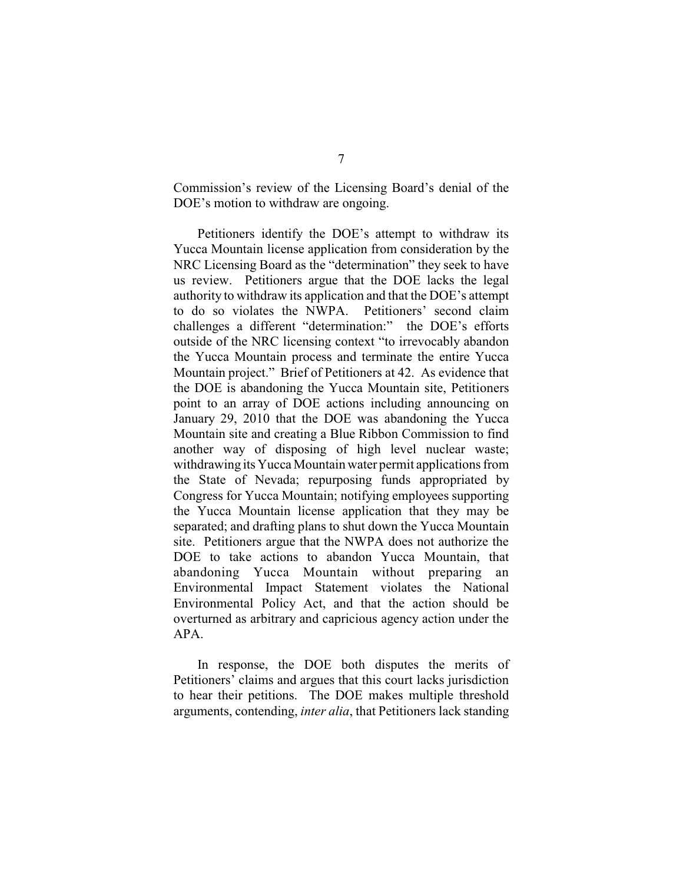Commission's review of the Licensing Board's denial of the DOE's motion to withdraw are ongoing.

Petitioners identify the DOE's attempt to withdraw its Yucca Mountain license application from consideration by the NRC Licensing Board as the "determination" they seek to have us review. Petitioners argue that the DOE lacks the legal authority to withdraw its application and that the DOE's attempt to do so violates the NWPA. Petitioners' second claim challenges a different "determination:" the DOE's efforts outside of the NRC licensing context "to irrevocably abandon the Yucca Mountain process and terminate the entire Yucca Mountain project." Brief of Petitioners at 42. As evidence that the DOE is abandoning the Yucca Mountain site, Petitioners point to an array of DOE actions including announcing on January 29, 2010 that the DOE was abandoning the Yucca Mountain site and creating a Blue Ribbon Commission to find another way of disposing of high level nuclear waste; withdrawing its Yucca Mountain water permit applications from the State of Nevada; repurposing funds appropriated by Congress for Yucca Mountain; notifying employees supporting the Yucca Mountain license application that they may be separated; and drafting plans to shut down the Yucca Mountain site. Petitioners argue that the NWPA does not authorize the DOE to take actions to abandon Yucca Mountain, that abandoning Yucca Mountain without preparing an Environmental Impact Statement violates the National Environmental Policy Act, and that the action should be overturned as arbitrary and capricious agency action under the APA.

In response, the DOE both disputes the merits of Petitioners' claims and argues that this court lacks jurisdiction to hear their petitions. The DOE makes multiple threshold arguments, contending, *inter alia*, that Petitioners lack standing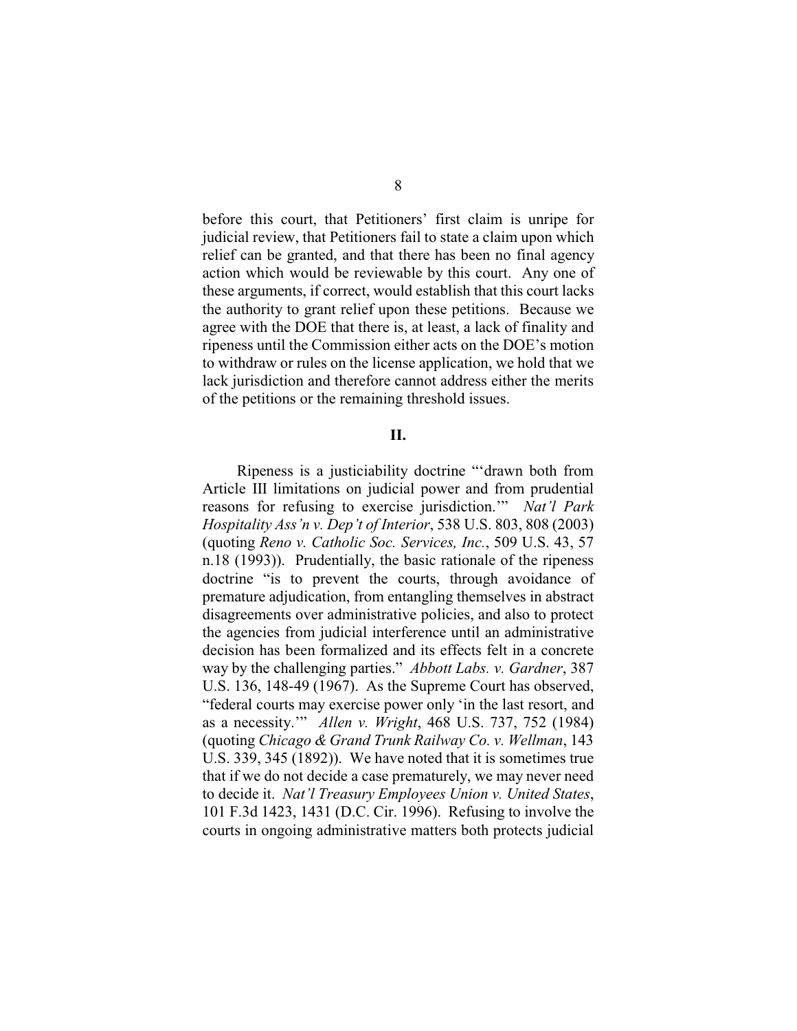before this court, that Petitioners' first claim is unripe for judicial review, that Petitioners fail to state a claim upon which relief can be granted, and that there has been no final agency action which would be reviewable by this court. Any one of these arguments, if correct, would establish that this court lacks the authority to grant relief upon these petitions. Because we agree with the DOE that there is, at least, a lack of finality and ripeness until the Commission either acts on the DOE's motion to withdraw or rules on the license application, we hold that we lack jurisdiction and therefore cannot address either the merits of the petitions or the remaining threshold issues.

## II.

Ripeness is a justiciability doctrine "'drawn both from Article III limitations on judicial power and from prudential reasons for refusing to exercise jurisdiction.'" *Nat'l Park Hospitality Ass'n v. Dep't of Interior*, 538 U.S. 803, 808 (2003) (quoting *Reno v. Catholic Soc. Services, Inc.*, 509 U.S. 43, 57 n.18 (1993)). Prudentially, the basic rationale of the ripeness doctrine "is to prevent the courts, through avoidance of premature adjudication, from entangling themselves in abstract disagreements over administrative policies, and also to protect the agencies from judicial interference until an administrative decision has been formalized and its effects felt in a concrete way by the challenging parties." *Abbott Labs. v. Gardner*, 387 U.S. 136, 148-49 (1967). As the Supreme Court has observed, "federal courts may exercise power only 'in the last resort, and as a necessity.'" *Allen v. Wright*, 468 U.S. 737, 752 (1984) (quoting *Chicago & Grand Trunk Railway Co. v. Wellman*, 143 U.S. 339, 345 (1892)). We have noted that it is sometimes true that if we do not decide a case prematurely, we may never need to decide it. *Nat'l Treasury Employees Union v. United States*, 101 F.3d 1423, 1431 (D.C. Cir. 1996). Refusing to involve the courts in ongoing administrative matters both protects judicial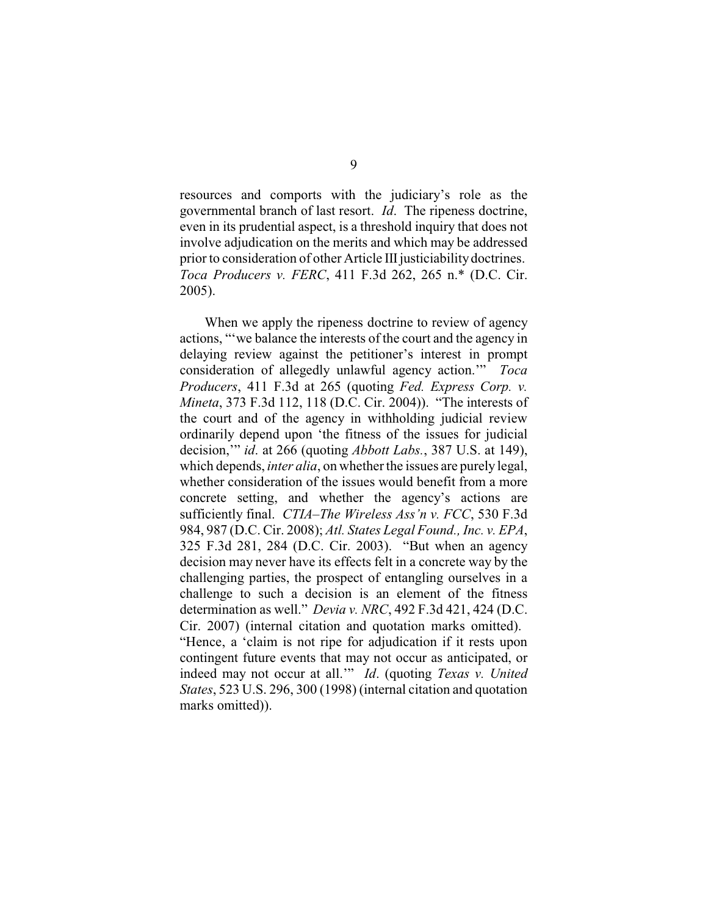resources and comports with the judiciary's role as the governmental branch of last resort. *Id*. The ripeness doctrine, even in its prudential aspect, is a threshold inquiry that does not involve adjudication on the merits and which may be addressed prior to consideration of other Article III justiciability doctrines. *Toca Producers v. FERC*, 411 F.3d 262, 265 n.* (D.C. Cir. 2005).

When we apply the ripeness doctrine to review of agency actions, "'we balance the interests of the court and the agency in delaying review against the petitioner's interest in prompt consideration of allegedly unlawful agency action.'" *Toca Producers*, 411 F.3d at 265 (quoting *Fed. Express Corp. v. Mineta*, 373 F.3d 112, 118 (D.C. Cir. 2004)). "The interests of the court and of the agency in withholding judicial review ordinarily depend upon 'the fitness of the issues for judicial decision,'" *id*. at 266 (quoting *Abbott Labs.*, 387 U.S. at 149), which depends, *inter alia*, on whether the issues are purely legal, whether consideration of the issues would benefit from a more concrete setting, and whether the agency's actions are sufficiently final. *CTIA–The Wireless Ass'n v. FCC*, 530 F.3d 984, 987 (D.C. Cir. 2008); *Atl. States Legal Found., Inc. v. EPA*, 325 F.3d 281, 284 (D.C. Cir. 2003). "But when an agency decision may never have its effects felt in a concrete way by the challenging parties, the prospect of entangling ourselves in a challenge to such a decision is an element of the fitness determination as well." *Devia v. NRC*, 492 F.3d 421, 424 (D.C. Cir. 2007) (internal citation and quotation marks omitted). "Hence, a 'claim is not ripe for adjudication if it rests upon contingent future events that may not occur as anticipated, or indeed may not occur at all.'" *Id*. (quoting *Texas v. United States*, 523 U.S. 296, 300 (1998) (internal citation and quotation marks omitted)).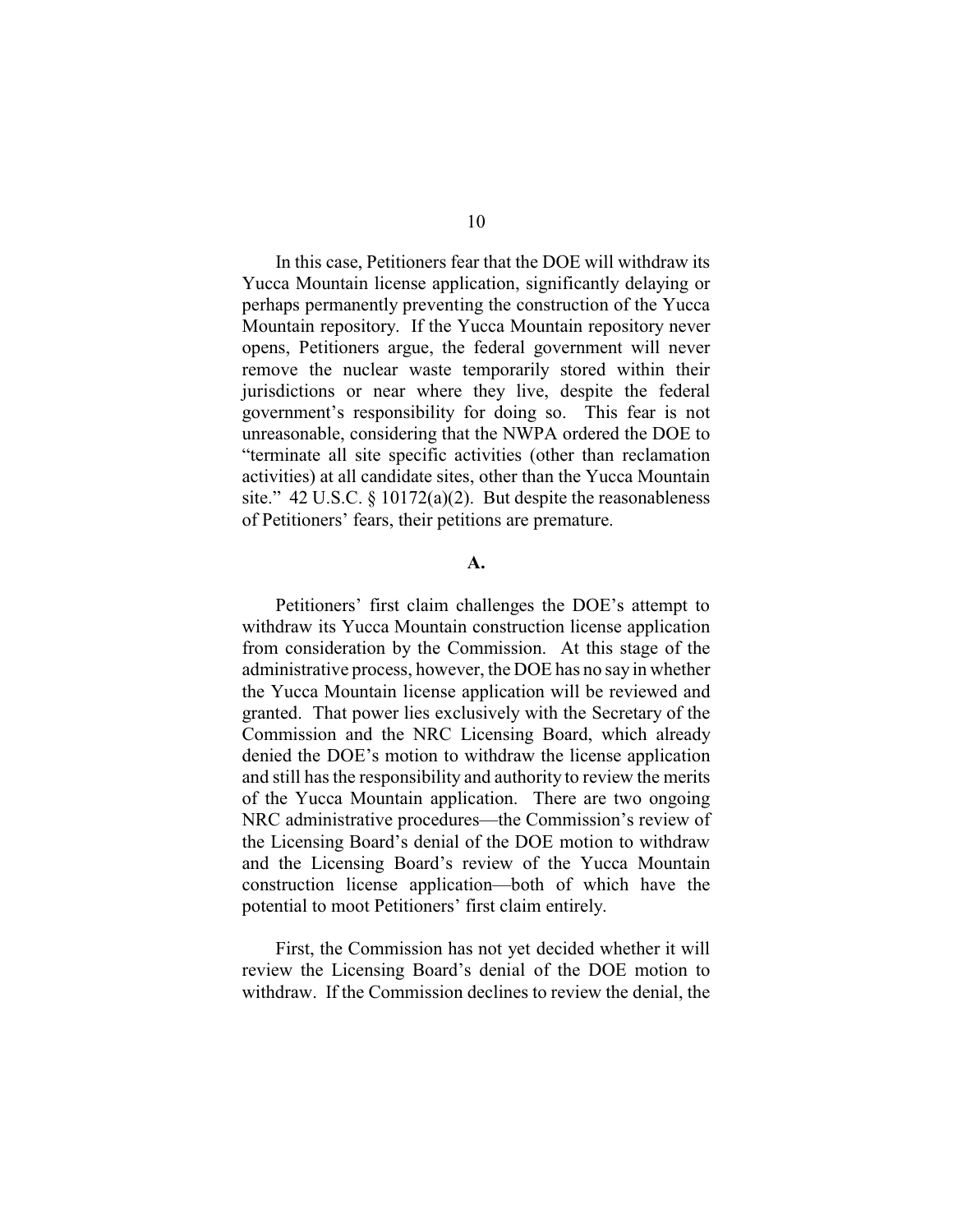In this case, Petitioners fear that the DOE will withdraw its Yucca Mountain license application, significantly delaying or perhaps permanently preventing the construction of the Yucca Mountain repository. If the Yucca Mountain repository never opens, Petitioners argue, the federal government will never remove the nuclear waste temporarily stored within their jurisdictions or near where they live, despite the federal government's responsibility for doing so. This fear is not unreasonable, considering that the NWPA ordered the DOE to "terminate all site specific activities (other than reclamation activities) at all candidate sites, other than the Yucca Mountain site." 42 U.S.C. § 10172(a)(2). But despite the reasonableness of Petitioners' fears, their petitions are premature.

### A.

Petitioners' first claim challenges the DOE's attempt to withdraw its Yucca Mountain construction license application from consideration by the Commission. At this stage of the administrative process, however, the DOE has no say in whether the Yucca Mountain license application will be reviewed and granted. That power lies exclusively with the Secretary of the Commission and the NRC Licensing Board, which already denied the DOE's motion to withdraw the license application and still has the responsibility and authority to review the merits of the Yucca Mountain application. There are two ongoing NRC administrative procedures—the Commission's review of the Licensing Board's denial of the DOE motion to withdraw and the Licensing Board's review of the Yucca Mountain construction license application—both of which have the potential to moot Petitioners' first claim entirely.

First, the Commission has not yet decided whether it will review the Licensing Board's denial of the DOE motion to withdraw. If the Commission declines to review the denial, the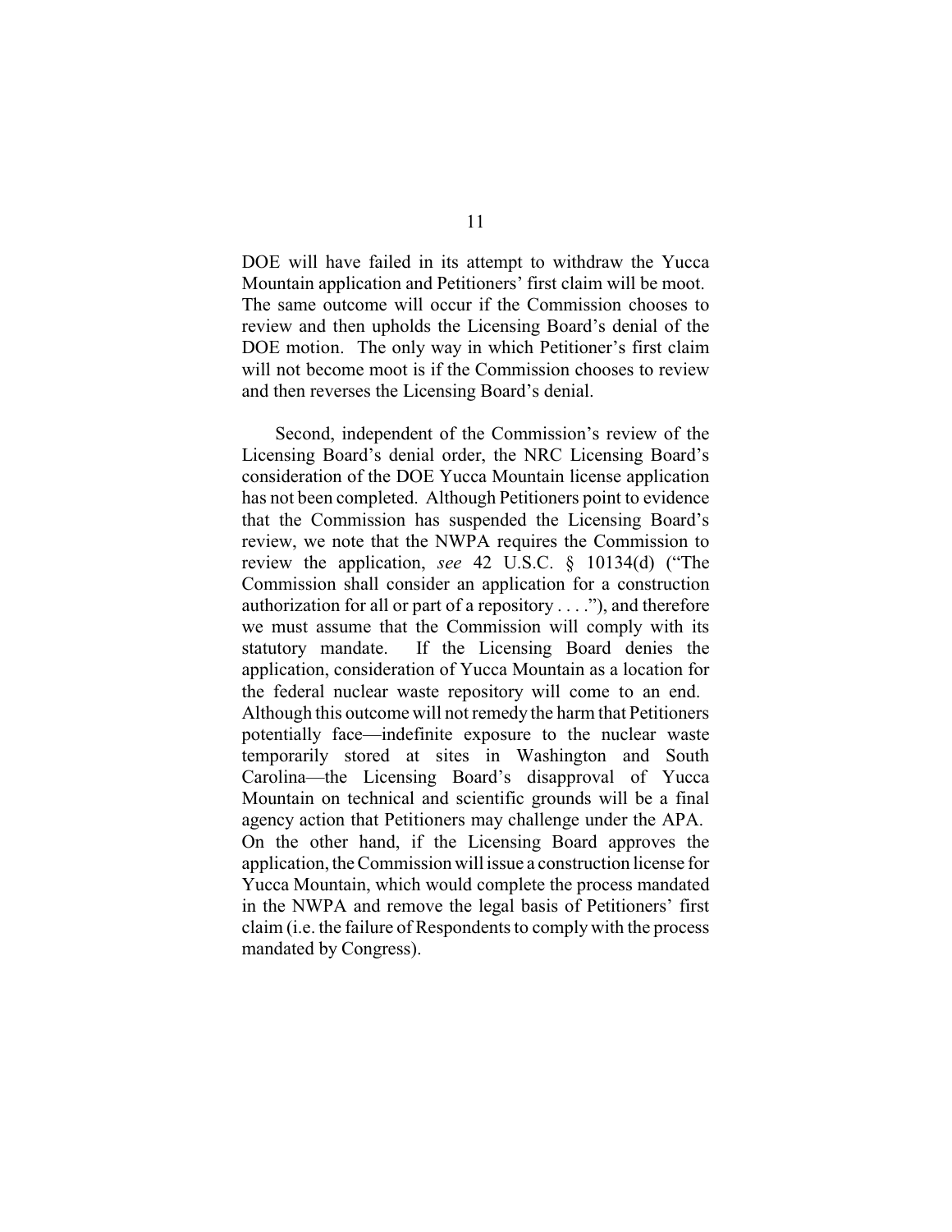DOE will have failed in its attempt to withdraw the Yucca Mountain application and Petitioners' first claim will be moot. The same outcome will occur if the Commission chooses to review and then upholds the Licensing Board's denial of the DOE motion. The only way in which Petitioner's first claim will not become moot is if the Commission chooses to review and then reverses the Licensing Board's denial.

Second, independent of the Commission's review of the Licensing Board's denial order, the NRC Licensing Board's consideration of the DOE Yucca Mountain license application has not been completed. Although Petitioners point to evidence that the Commission has suspended the Licensing Board's review, we note that the NWPA requires the Commission to review the application, *see* 42 U.S.C. § 10134(d) ("The Commission shall consider an application for a construction authorization for all or part of a repository . . . ."), and therefore we must assume that the Commission will comply with its statutory mandate. If the Licensing Board denies the application, consideration of Yucca Mountain as a location for the federal nuclear waste repository will come to an end. Although this outcome will not remedy the harm that Petitioners potentially face—indefinite exposure to the nuclear waste temporarily stored at sites in Washington and South Carolina—the Licensing Board's disapproval of Yucca Mountain on technical and scientific grounds will be a final agency action that Petitioners may challenge under the APA. On the other hand, if the Licensing Board approves the application, the Commission will issue a construction license for Yucca Mountain, which would complete the process mandated in the NWPA and remove the legal basis of Petitioners' first claim (i.e. the failure of Respondents to comply with the process mandated by Congress).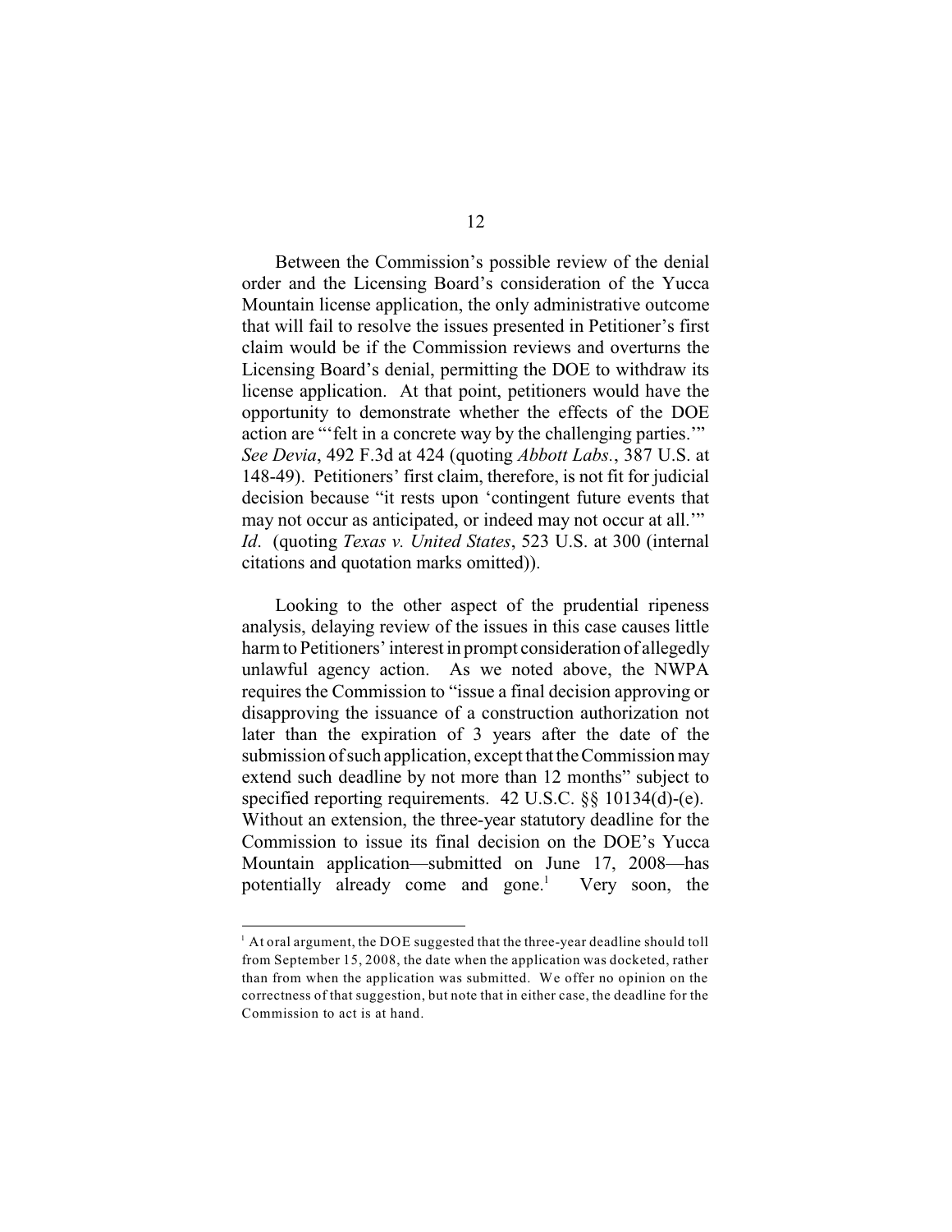Between the Commission's possible review of the denial order and the Licensing Board's consideration of the Yucca Mountain license application, the only administrative outcome that will fail to resolve the issues presented in Petitioner's first claim would be if the Commission reviews and overturns the Licensing Board's denial, permitting the DOE to withdraw its license application. At that point, petitioners would have the opportunity to demonstrate whether the effects of the DOE action are "'felt in a concrete way by the challenging parties.'" *See Devia*, 492 F.3d at 424 (quoting *Abbott Labs.*, 387 U.S. at 148-49). Petitioners' first claim, therefore, is not fit for judicial decision because "it rests upon 'contingent future events that may not occur as anticipated, or indeed may not occur at all.'" *Id*. (quoting *Texas v. United States*, 523 U.S. at 300 (internal citations and quotation marks omitted)).

Looking to the other aspect of the prudential ripeness analysis, delaying review of the issues in this case causes little harm to Petitioners' interest in prompt consideration of allegedly unlawful agency action. As we noted above, the NWPA requires the Commission to "issue a final decision approving or disapproving the issuance of a construction authorization not later than the expiration of 3 years after the date of the submission of such application, except that the Commission may extend such deadline by not more than 12 months" subject to specified reporting requirements. 42 U.S.C. §§ 10134(d)-(e). Without an extension, the three-year statutory deadline for the Commission to issue its final decision on the DOE's Yucca Mountain application—submitted on June 17, 2008—has potentially already come and gone.[1] Very soon, the

[1] At oral argument, the DOE suggested that the three-year deadline should toll from September 15, 2008, the date when the application was docketed, rather than from when the application was submitted. We offer no opinion on the correctness of that suggestion, but note that in either case, the deadline for the Commission to act is at hand.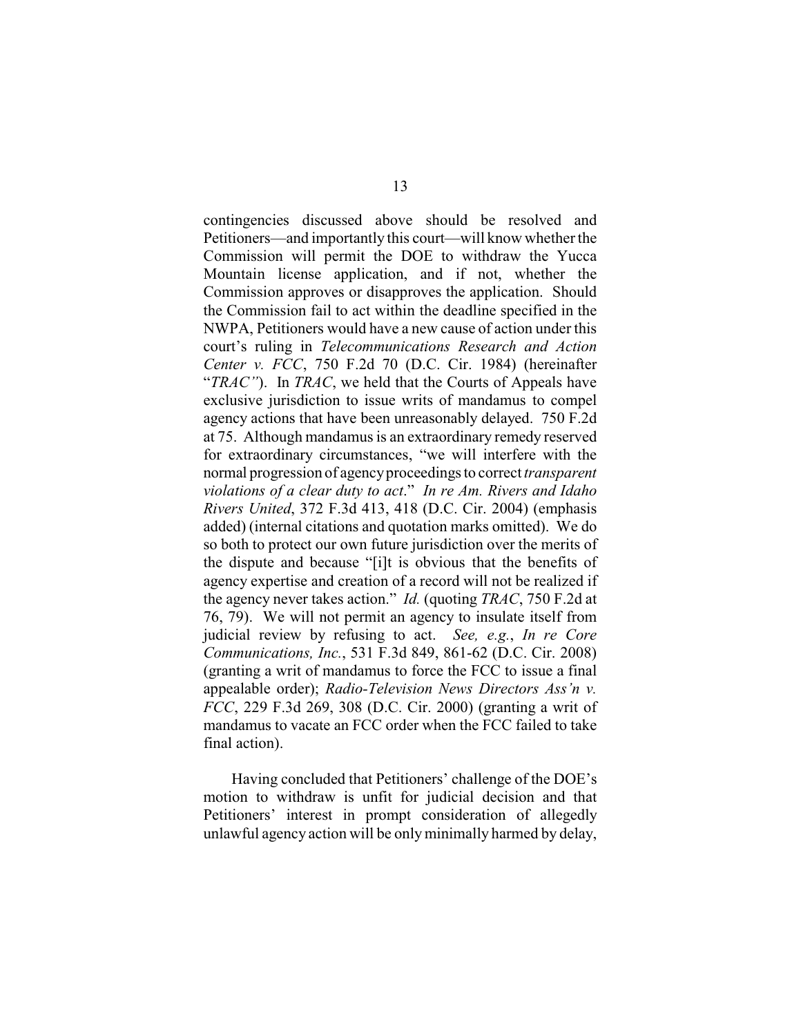contingencies discussed above should be resolved and Petitioners—and importantly this court—will know whether the Commission will permit the DOE to withdraw the Yucca Mountain license application, and if not, whether the Commission approves or disapproves the application. Should the Commission fail to act within the deadline specified in the NWPA, Petitioners would have a new cause of action under this court's ruling in *Telecommunications Research and Action Center v. FCC*, 750 F.2d 70 (D.C. Cir. 1984) (hereinafter "*TRAC"*). In *TRAC*, we held that the Courts of Appeals have exclusive jurisdiction to issue writs of mandamus to compel agency actions that have been unreasonably delayed. 750 F.2d at 75. Although mandamus is an extraordinary remedy reserved for extraordinary circumstances, "we will interfere with the normal progression of agency proceedings to correct *transparent violations of a clear duty to act*." *In re Am. Rivers and Idaho Rivers United*, 372 F.3d 413, 418 (D.C. Cir. 2004) (emphasis added) (internal citations and quotation marks omitted). We do so both to protect our own future jurisdiction over the merits of the dispute and because "[i]t is obvious that the benefits of agency expertise and creation of a record will not be realized if the agency never takes action." *Id.* (quoting *TRAC*, 750 F.2d at 76, 79). We will not permit an agency to insulate itself from judicial review by refusing to act. *See, e.g.*, *In re Core Communications, Inc.*, 531 F.3d 849, 861-62 (D.C. Cir. 2008) (granting a writ of mandamus to force the FCC to issue a final appealable order); *Radio-Television News Directors Ass'n v. FCC*, 229 F.3d 269, 308 (D.C. Cir. 2000) (granting a writ of mandamus to vacate an FCC order when the FCC failed to take final action).

Having concluded that Petitioners' challenge of the DOE's motion to withdraw is unfit for judicial decision and that Petitioners' interest in prompt consideration of allegedly unlawful agency action will be only minimally harmed by delay,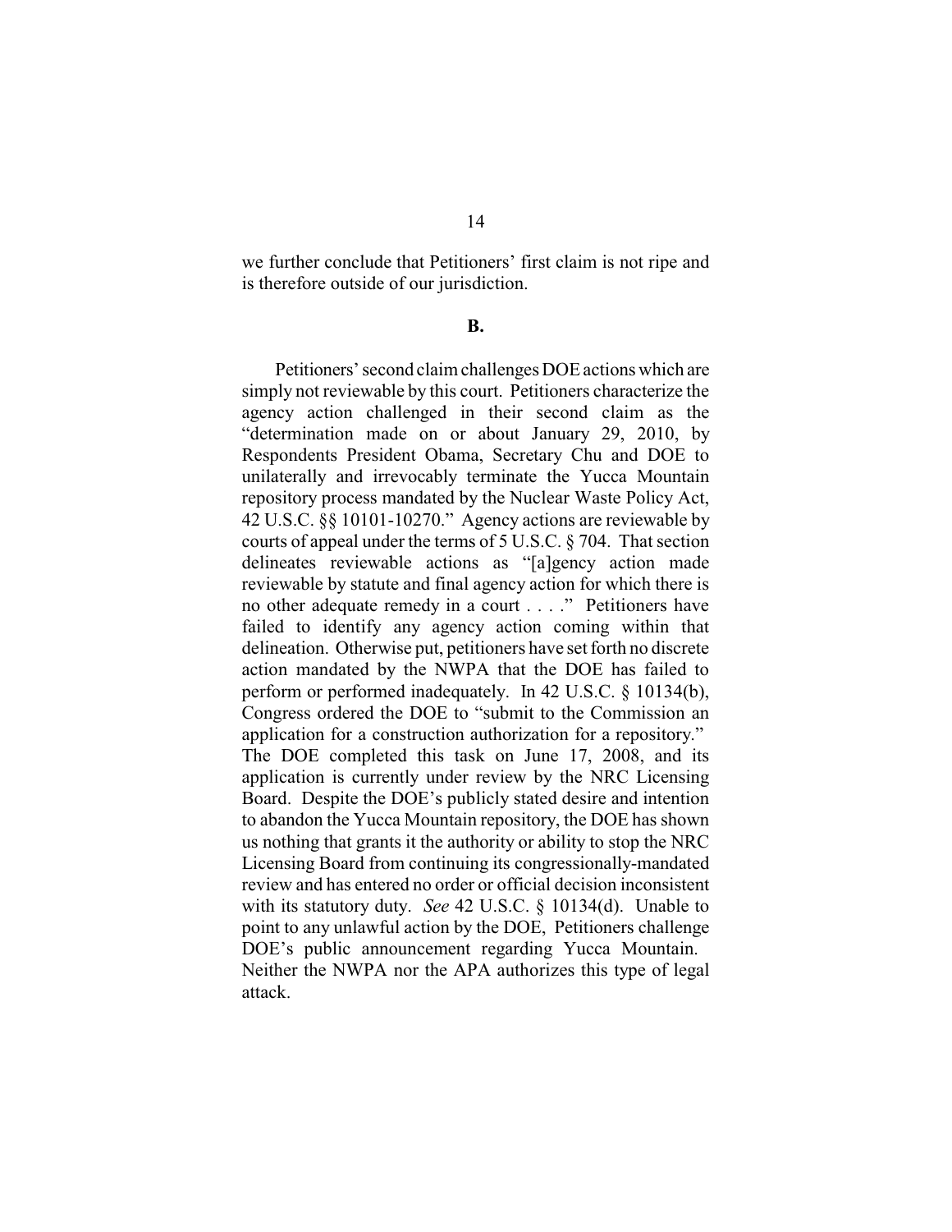we further conclude that Petitioners' first claim is not ripe and is therefore outside of our jurisdiction.

**B.**

Petitioners' second claim challenges DOE actions which are simply not reviewable by this court. Petitioners characterize the agency action challenged in their second claim as the "determination made on or about January 29, 2010, by Respondents President Obama, Secretary Chu and DOE to unilaterally and irrevocably terminate the Yucca Mountain repository process mandated by the Nuclear Waste Policy Act, 42 U.S.C. §§ 10101-10270." Agency actions are reviewable by courts of appeal under the terms of 5 U.S.C. § 704. That section delineates reviewable actions as "[a]gency action made reviewable by statute and final agency action for which there is no other adequate remedy in a court . . . ." Petitioners have failed to identify any agency action coming within that delineation. Otherwise put, petitioners have set forth no discrete action mandated by the NWPA that the DOE has failed to perform or performed inadequately. In 42 U.S.C. § 10134(b), Congress ordered the DOE to "submit to the Commission an application for a construction authorization for a repository." The DOE completed this task on June 17, 2008, and its application is currently under review by the NRC Licensing Board. Despite the DOE's publicly stated desire and intention to abandon the Yucca Mountain repository, the DOE has shown us nothing that grants it the authority or ability to stop the NRC Licensing Board from continuing its congressionally-mandated review and has entered no order or official decision inconsistent with its statutory duty. *See* 42 U.S.C. § 10134(d). Unable to point to any unlawful action by the DOE, Petitioners challenge DOE's public announcement regarding Yucca Mountain. Neither the NWPA nor the APA authorizes this type of legal attack.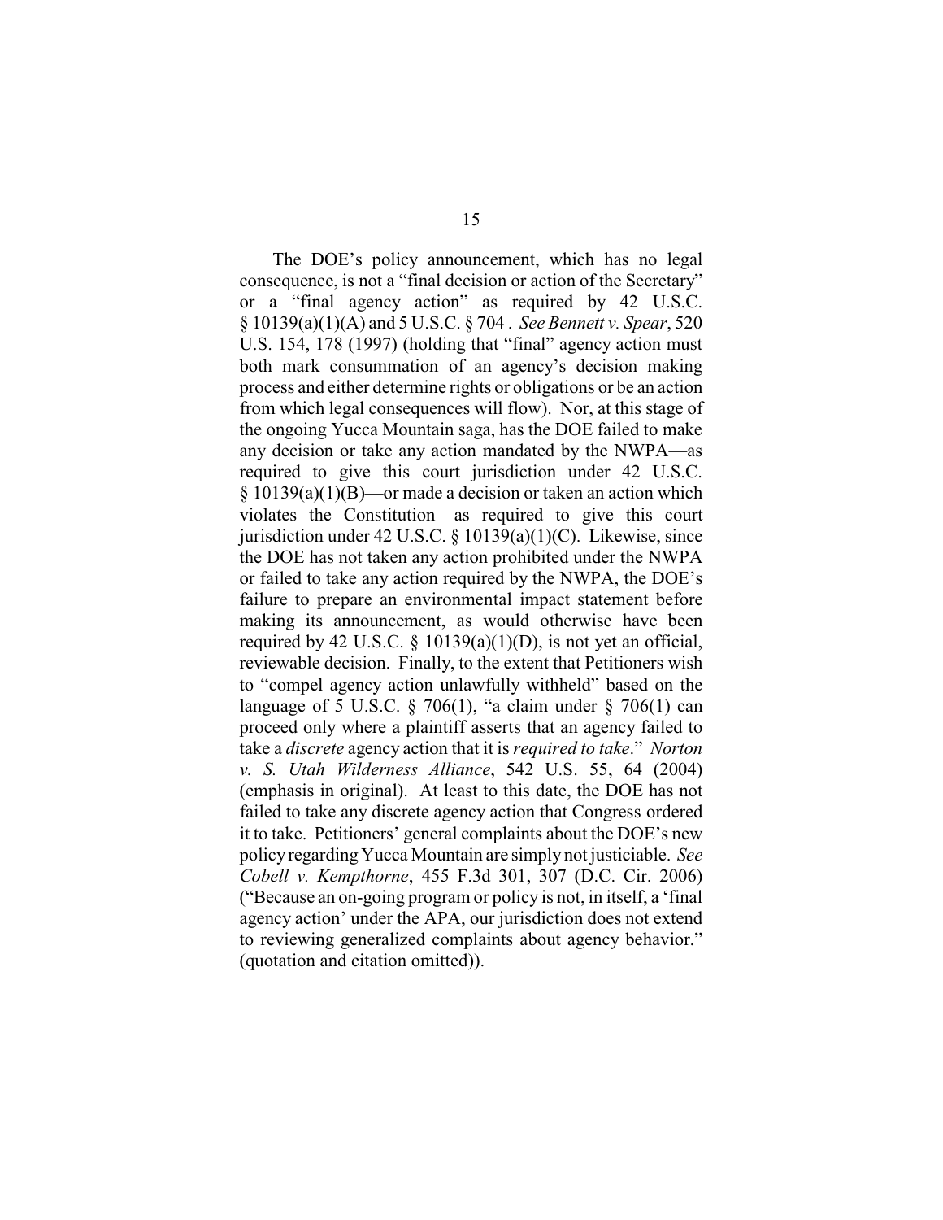The DOE's policy announcement, which has no legal consequence, is not a "final decision or action of the Secretary" or a "final agency action" as required by 42 U.S.C. § 10139(a)(1)(A) and 5 U.S.C. § 704 . *See Bennett v. Spear*, 520 U.S. 154, 178 (1997) (holding that "final" agency action must both mark consummation of an agency's decision making process and either determine rights or obligations or be an action from which legal consequences will flow). Nor, at this stage of the ongoing Yucca Mountain saga, has the DOE failed to make any decision or take any action mandated by the NWPA—as required to give this court jurisdiction under 42 U.S.C. § 10139(a)(1)(B)—or made a decision or taken an action which violates the Constitution—as required to give this court jurisdiction under 42 U.S.C. § 10139(a)(1)(C). Likewise, since the DOE has not taken any action prohibited under the NWPA or failed to take any action required by the NWPA, the DOE's failure to prepare an environmental impact statement before making its announcement, as would otherwise have been required by 42 U.S.C. § 10139(a)(1)(D), is not yet an official, reviewable decision. Finally, to the extent that Petitioners wish to "compel agency action unlawfully withheld" based on the language of 5 U.S.C. § 706(1), "a claim under § 706(1) can proceed only where a plaintiff asserts that an agency failed to take a *discrete* agency action that it is *required to take*." *Norton v. S. Utah Wilderness Alliance*, 542 U.S. 55, 64 (2004) (emphasis in original). At least to this date, the DOE has not failed to take any discrete agency action that Congress ordered it to take. Petitioners' general complaints about the DOE's new policy regarding Yucca Mountain are simply not justiciable. *See Cobell v. Kempthorne*, 455 F.3d 301, 307 (D.C. Cir. 2006) ("Because an on-going program or policy is not, in itself, a 'final agency action' under the APA, our jurisdiction does not extend to reviewing generalized complaints about agency behavior." (quotation and citation omitted)).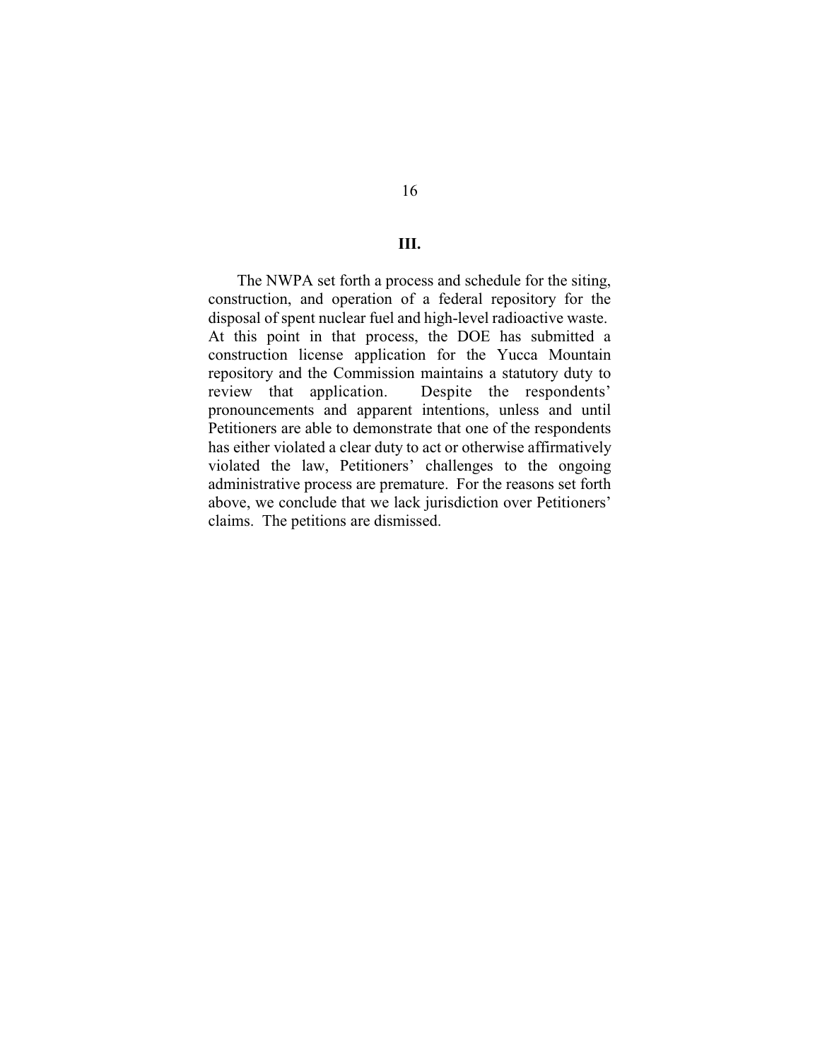## III.

The NWPA set forth a process and schedule for the siting, construction, and operation of a federal repository for the disposal of spent nuclear fuel and high-level radioactive waste. At this point in that process, the DOE has submitted a construction license application for the Yucca Mountain repository and the Commission maintains a statutory duty to review that application. Despite the respondents' pronouncements and apparent intentions, unless and until Petitioners are able to demonstrate that one of the respondents has either violated a clear duty to act or otherwise affirmatively violated the law, Petitioners' challenges to the ongoing administrative process are premature. For the reasons set forth above, we conclude that we lack jurisdiction over Petitioners' claims. The petitions are dismissed.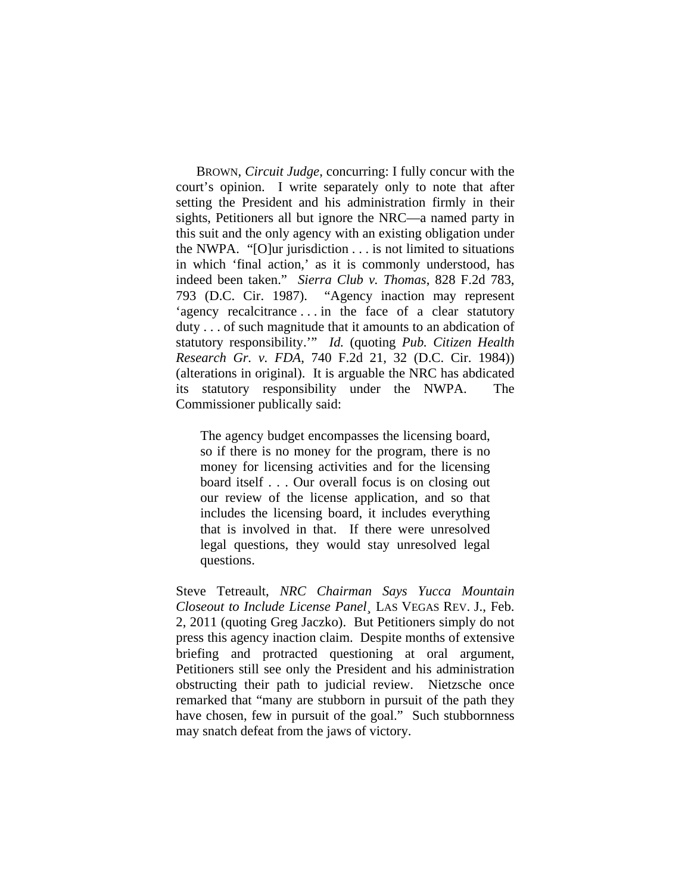BROWN, *Circuit Judge*, concurring: I fully concur with the court's opinion. I write separately only to note that after setting the President and his administration firmly in their sights, Petitioners all but ignore the NRC—a named party in this suit and the only agency with an existing obligation under the NWPA. "[O]ur jurisdiction . . . is not limited to situations in which 'final action,' as it is commonly understood, has indeed been taken." *Sierra Club v. Thomas*, 828 F.2d 783, 793 (D.C. Cir. 1987). "Agency inaction may represent 'agency recalcitrance . . . in the face of a clear statutory duty . . . of such magnitude that it amounts to an abdication of statutory responsibility.'" *Id.* (quoting *Pub. Citizen Health Research Gr. v. FDA*, 740 F.2d 21, 32 (D.C. Cir. 1984)) (alterations in original). It is arguable the NRC has abdicated its statutory responsibility under the NWPA. The Commissioner publically said:

> The agency budget encompasses the licensing board, so if there is no money for the program, there is no money for licensing activities and for the licensing board itself . . . Our overall focus is on closing out our review of the license application, and so that includes the licensing board, it includes everything that is involved in that. If there were unresolved legal questions, they would stay unresolved legal questions.

Steve Tetreault, *NRC Chairman Says Yucca Mountain Closeout to Include License Panel*¸ LAS VEGAS REV. J., Feb. 2, 2011 (quoting Greg Jaczko). But Petitioners simply do not press this agency inaction claim. Despite months of extensive briefing and protracted questioning at oral argument, Petitioners still see only the President and his administration obstructing their path to judicial review. Nietzsche once remarked that "many are stubborn in pursuit of the path they have chosen, few in pursuit of the goal." Such stubbornness may snatch defeat from the jaws of victory.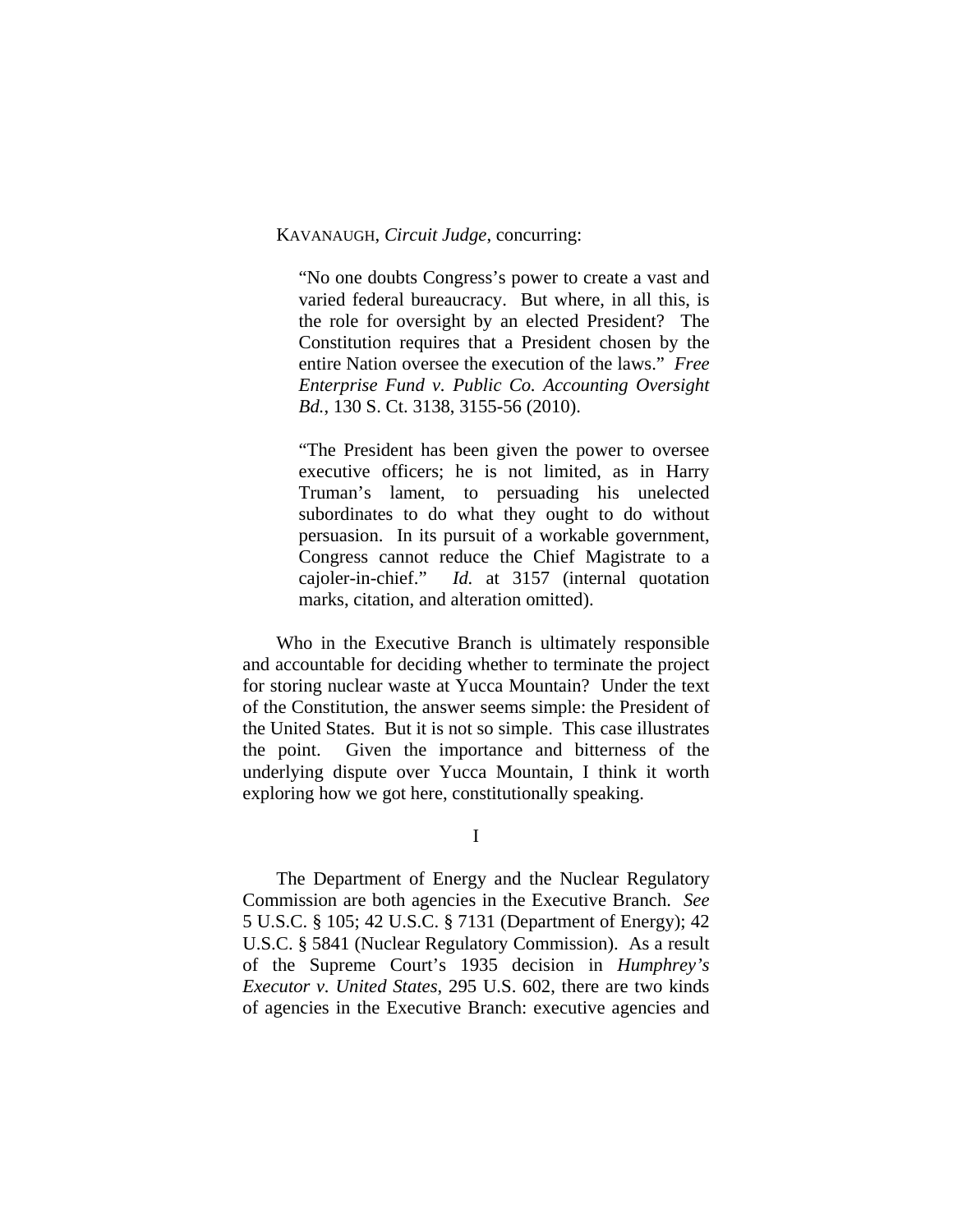KAVANAUGH, *Circuit Judge*, concurring:

> "No one doubts Congress's power to create a vast and varied federal bureaucracy. But where, in all this, is the role for oversight by an elected President? The Constitution requires that a President chosen by the entire Nation oversee the execution of the laws." *Free Enterprise Fund v. Public Co. Accounting Oversight Bd.*, 130 S. Ct. 3138, 3155-56 (2010).
>
> "The President has been given the power to oversee executive officers; he is not limited, as in Harry Truman's lament, to persuading his unelected subordinates to do what they ought to do without persuasion. In its pursuit of a workable government, Congress cannot reduce the Chief Magistrate to a cajoler-in-chief." *Id.* at 3157 (internal quotation marks, citation, and alteration omitted).

Who in the Executive Branch is ultimately responsible and accountable for deciding whether to terminate the project for storing nuclear waste at Yucca Mountain? Under the text of the Constitution, the answer seems simple: the President of the United States. But it is not so simple. This case illustrates the point. Given the importance and bitterness of the underlying dispute over Yucca Mountain, I think it worth exploring how we got here, constitutionally speaking.

I

The Department of Energy and the Nuclear Regulatory Commission are both agencies in the Executive Branch. *See* 5 U.S.C. § 105; 42 U.S.C. § 7131 (Department of Energy); 42 U.S.C. § 5841 (Nuclear Regulatory Commission). As a result of the Supreme Court's 1935 decision in *Humphrey's Executor v. United States*, 295 U.S. 602, there are two kinds of agencies in the Executive Branch: executive agencies and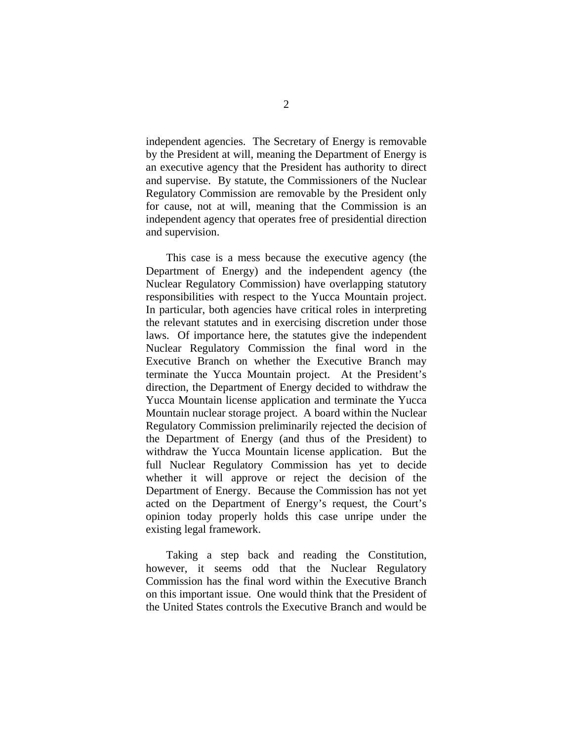independent agencies. The Secretary of Energy is removable by the President at will, meaning the Department of Energy is an executive agency that the President has authority to direct and supervise. By statute, the Commissioners of the Nuclear Regulatory Commission are removable by the President only for cause, not at will, meaning that the Commission is an independent agency that operates free of presidential direction and supervision.

This case is a mess because the executive agency (the Department of Energy) and the independent agency (the Nuclear Regulatory Commission) have overlapping statutory responsibilities with respect to the Yucca Mountain project. In particular, both agencies have critical roles in interpreting the relevant statutes and in exercising discretion under those laws. Of importance here, the statutes give the independent Nuclear Regulatory Commission the final word in the Executive Branch on whether the Executive Branch may terminate the Yucca Mountain project. At the President's direction, the Department of Energy decided to withdraw the Yucca Mountain license application and terminate the Yucca Mountain nuclear storage project. A board within the Nuclear Regulatory Commission preliminarily rejected the decision of the Department of Energy (and thus of the President) to withdraw the Yucca Mountain license application. But the full Nuclear Regulatory Commission has yet to decide whether it will approve or reject the decision of the Department of Energy. Because the Commission has not yet acted on the Department of Energy's request, the Court's opinion today properly holds this case unripe under the existing legal framework.

Taking a step back and reading the Constitution, however, it seems odd that the Nuclear Regulatory Commission has the final word within the Executive Branch on this important issue. One would think that the President of the United States controls the Executive Branch and would be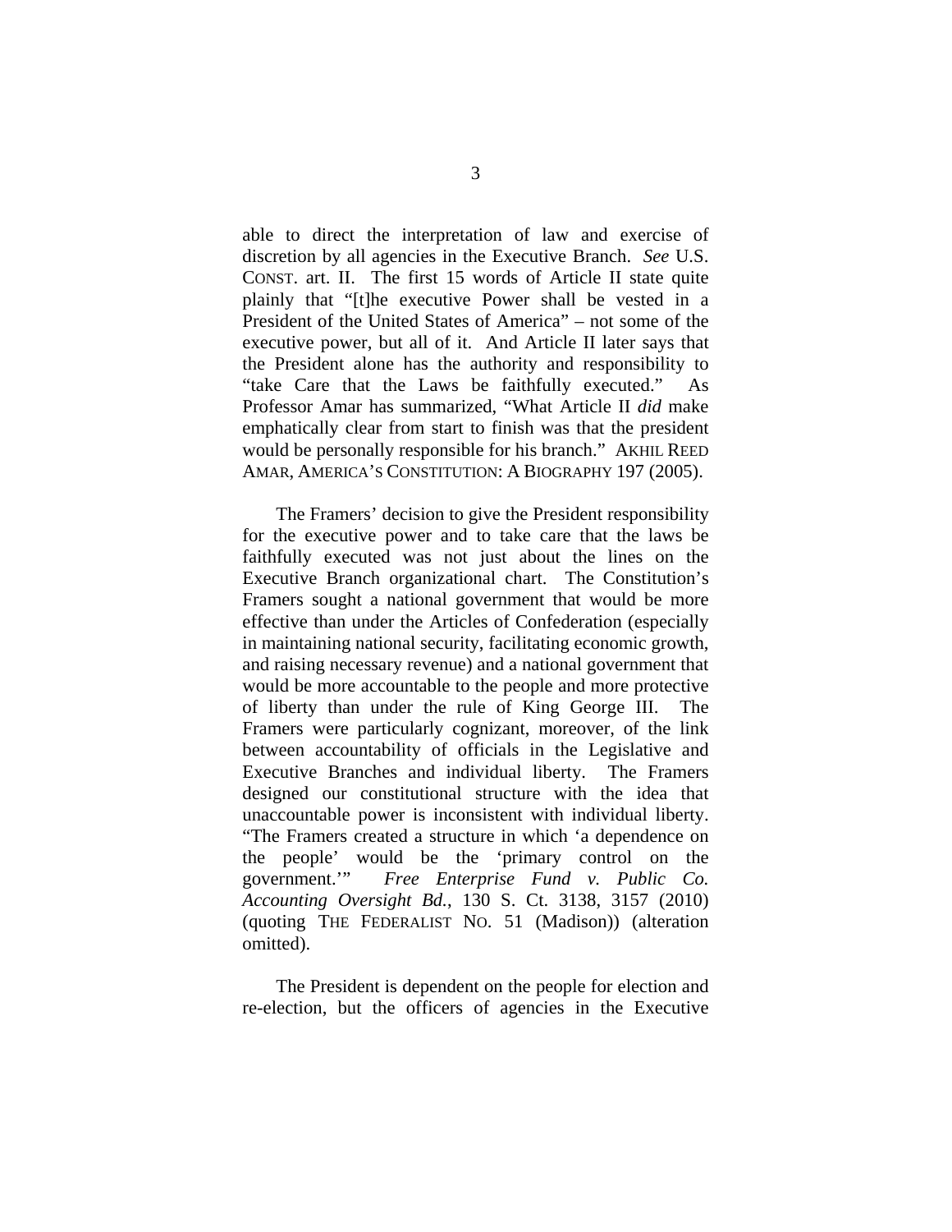able to direct the interpretation of law and exercise of discretion by all agencies in the Executive Branch. *See* U.S. CONST. art. II. The first 15 words of Article II state quite plainly that "[t]he executive Power shall be vested in a President of the United States of America" – not some of the executive power, but all of it. And Article II later says that the President alone has the authority and responsibility to "take Care that the Laws be faithfully executed." As Professor Amar has summarized, "What Article II *did* make emphatically clear from start to finish was that the president would be personally responsible for his branch." AKHIL REED AMAR, AMERICA'S CONSTITUTION: A BIOGRAPHY 197 (2005).

The Framers' decision to give the President responsibility for the executive power and to take care that the laws be faithfully executed was not just about the lines on the Executive Branch organizational chart. The Constitution's Framers sought a national government that would be more effective than under the Articles of Confederation (especially in maintaining national security, facilitating economic growth, and raising necessary revenue) and a national government that would be more accountable to the people and more protective of liberty than under the rule of King George III. The Framers were particularly cognizant, moreover, of the link between accountability of officials in the Legislative and Executive Branches and individual liberty. The Framers designed our constitutional structure with the idea that unaccountable power is inconsistent with individual liberty. "The Framers created a structure in which 'a dependence on the people' would be the 'primary control on the government.'" *Free Enterprise Fund v. Public Co. Accounting Oversight Bd.*, 130 S. Ct. 3138, 3157 (2010) (quoting THE FEDERALIST NO. 51 (Madison)) (alteration omitted).

The President is dependent on the people for election and re-election, but the officers of agencies in the Executive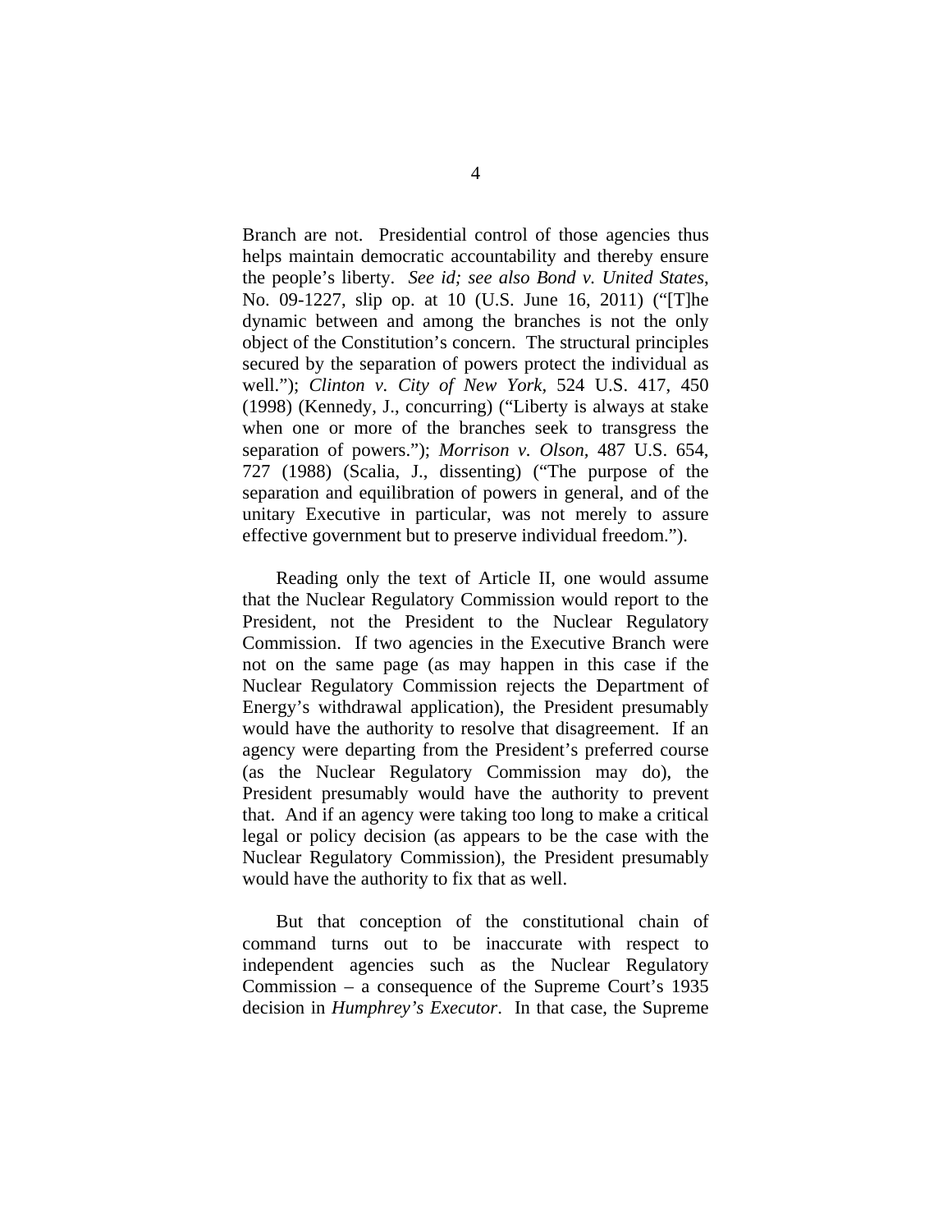Branch are not. Presidential control of those agencies thus helps maintain democratic accountability and thereby ensure the people's liberty. *See id; see also Bond v. United States*, No. 09-1227, slip op. at 10 (U.S. June 16, 2011) ("[T]he dynamic between and among the branches is not the only object of the Constitution's concern. The structural principles secured by the separation of powers protect the individual as well."); *Clinton v. City of New York*, 524 U.S. 417, 450 (1998) (Kennedy, J., concurring) ("Liberty is always at stake when one or more of the branches seek to transgress the separation of powers."); *Morrison v. Olson*, 487 U.S. 654, 727 (1988) (Scalia, J., dissenting) ("The purpose of the separation and equilibration of powers in general, and of the unitary Executive in particular, was not merely to assure effective government but to preserve individual freedom.").

Reading only the text of Article II, one would assume that the Nuclear Regulatory Commission would report to the President, not the President to the Nuclear Regulatory Commission. If two agencies in the Executive Branch were not on the same page (as may happen in this case if the Nuclear Regulatory Commission rejects the Department of Energy's withdrawal application), the President presumably would have the authority to resolve that disagreement. If an agency were departing from the President's preferred course (as the Nuclear Regulatory Commission may do), the President presumably would have the authority to prevent that. And if an agency were taking too long to make a critical legal or policy decision (as appears to be the case with the Nuclear Regulatory Commission), the President presumably would have the authority to fix that as well.

But that conception of the constitutional chain of command turns out to be inaccurate with respect to independent agencies such as the Nuclear Regulatory Commission – a consequence of the Supreme Court's 1935 decision in *Humphrey's Executor*. In that case, the Supreme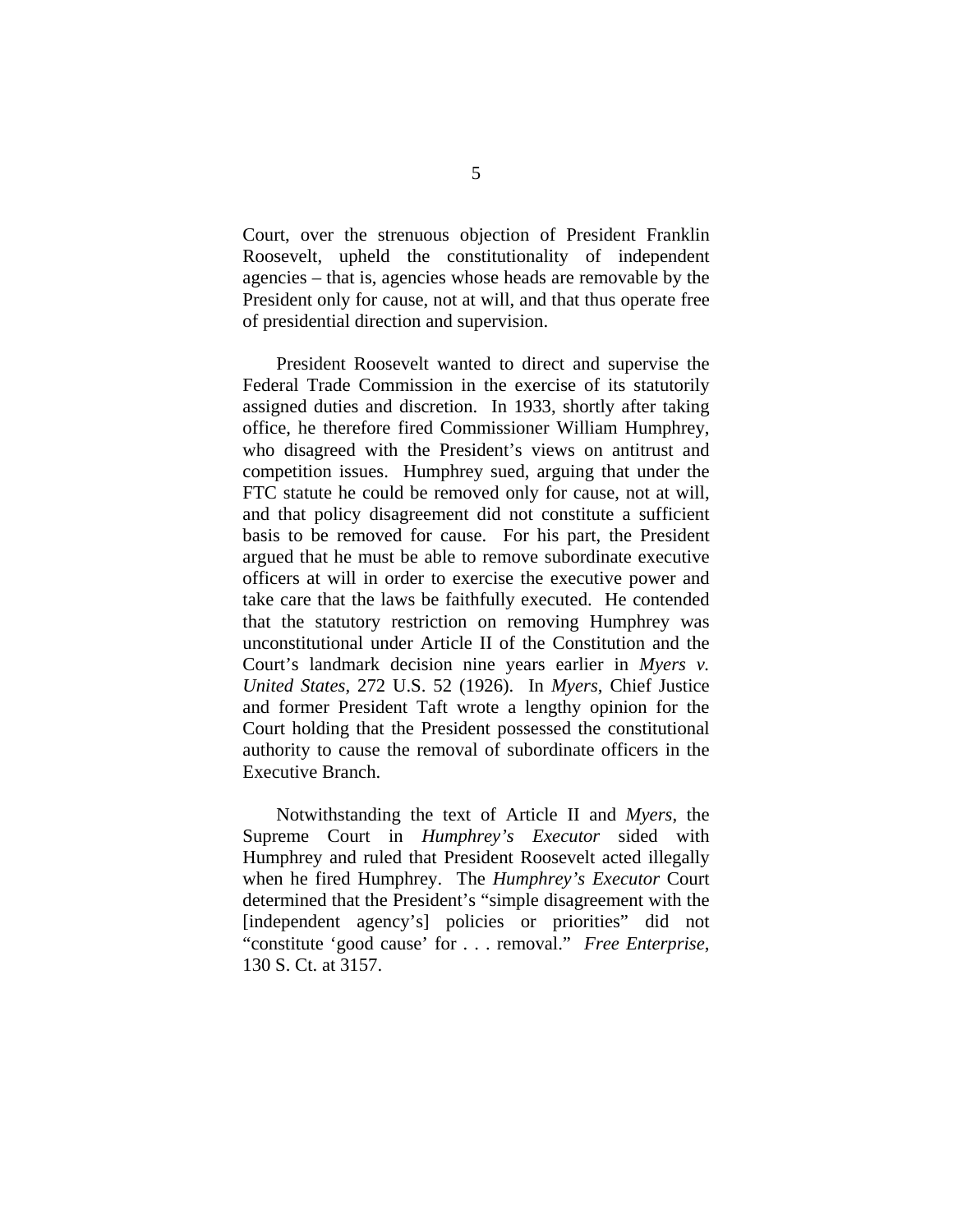Court, over the strenuous objection of President Franklin Roosevelt, upheld the constitutionality of independent agencies – that is, agencies whose heads are removable by the President only for cause, not at will, and that thus operate free of presidential direction and supervision.

President Roosevelt wanted to direct and supervise the Federal Trade Commission in the exercise of its statutorily assigned duties and discretion. In 1933, shortly after taking office, he therefore fired Commissioner William Humphrey, who disagreed with the President's views on antitrust and competition issues. Humphrey sued, arguing that under the FTC statute he could be removed only for cause, not at will, and that policy disagreement did not constitute a sufficient basis to be removed for cause. For his part, the President argued that he must be able to remove subordinate executive officers at will in order to exercise the executive power and take care that the laws be faithfully executed. He contended that the statutory restriction on removing Humphrey was unconstitutional under Article II of the Constitution and the Court's landmark decision nine years earlier in *Myers v. United States*, 272 U.S. 52 (1926). In *Myers*, Chief Justice and former President Taft wrote a lengthy opinion for the Court holding that the President possessed the constitutional authority to cause the removal of subordinate officers in the Executive Branch.

Notwithstanding the text of Article II and *Myers*, the Supreme Court in *Humphrey's Executor* sided with Humphrey and ruled that President Roosevelt acted illegally when he fired Humphrey. The *Humphrey's Executor* Court determined that the President's "simple disagreement with the [independent agency's] policies or priorities" did not "constitute 'good cause' for . . . removal." *Free Enterprise*, 130 S. Ct. at 3157.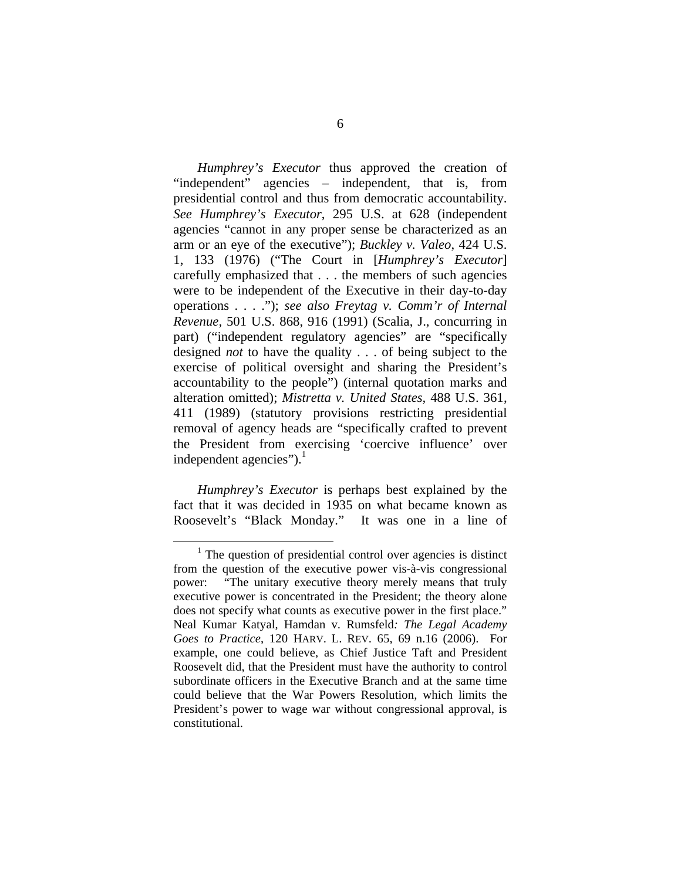*Humphrey's Executor* thus approved the creation of "independent" agencies – independent, that is, from presidential control and thus from democratic accountability. *See Humphrey's Executor*, 295 U.S. at 628 (independent agencies "cannot in any proper sense be characterized as an arm or an eye of the executive"); *Buckley v. Valeo*, 424 U.S. 1, 133 (1976) ("The Court in [*Humphrey's Executor*] carefully emphasized that . . . the members of such agencies were to be independent of the Executive in their day-to-day operations . . . ."); *see also Freytag v. Comm'r of Internal Revenue*, 501 U.S. 868, 916 (1991) (Scalia, J., concurring in part) ("independent regulatory agencies" are "specifically designed *not* to have the quality . . . of being subject to the exercise of political oversight and sharing the President's accountability to the people") (internal quotation marks and alteration omitted); *Mistretta v. United States*, 488 U.S. 361, 411 (1989) (statutory provisions restricting presidential removal of agency heads are "specifically crafted to prevent the President from exercising 'coercive influence' over independent agencies").[1]

*Humphrey's Executor* is perhaps best explained by the fact that it was decided in 1935 on what became known as Roosevelt's "Black Monday." It was one in a line of

---

[1] The question of presidential control over agencies is distinct from the question of the executive power vis-à-vis congressional power: "The unitary executive theory merely means that truly executive power is concentrated in the President; the theory alone does not specify what counts as executive power in the first place." Neal Kumar Katyal, Hamdan v. Rumsfeld*: The Legal Academy Goes to Practice*, 120 HARV. L. REV. 65, 69 n.16 (2006). For example, one could believe, as Chief Justice Taft and President Roosevelt did, that the President must have the authority to control subordinate officers in the Executive Branch and at the same time could believe that the War Powers Resolution, which limits the President's power to wage war without congressional approval, is constitutional.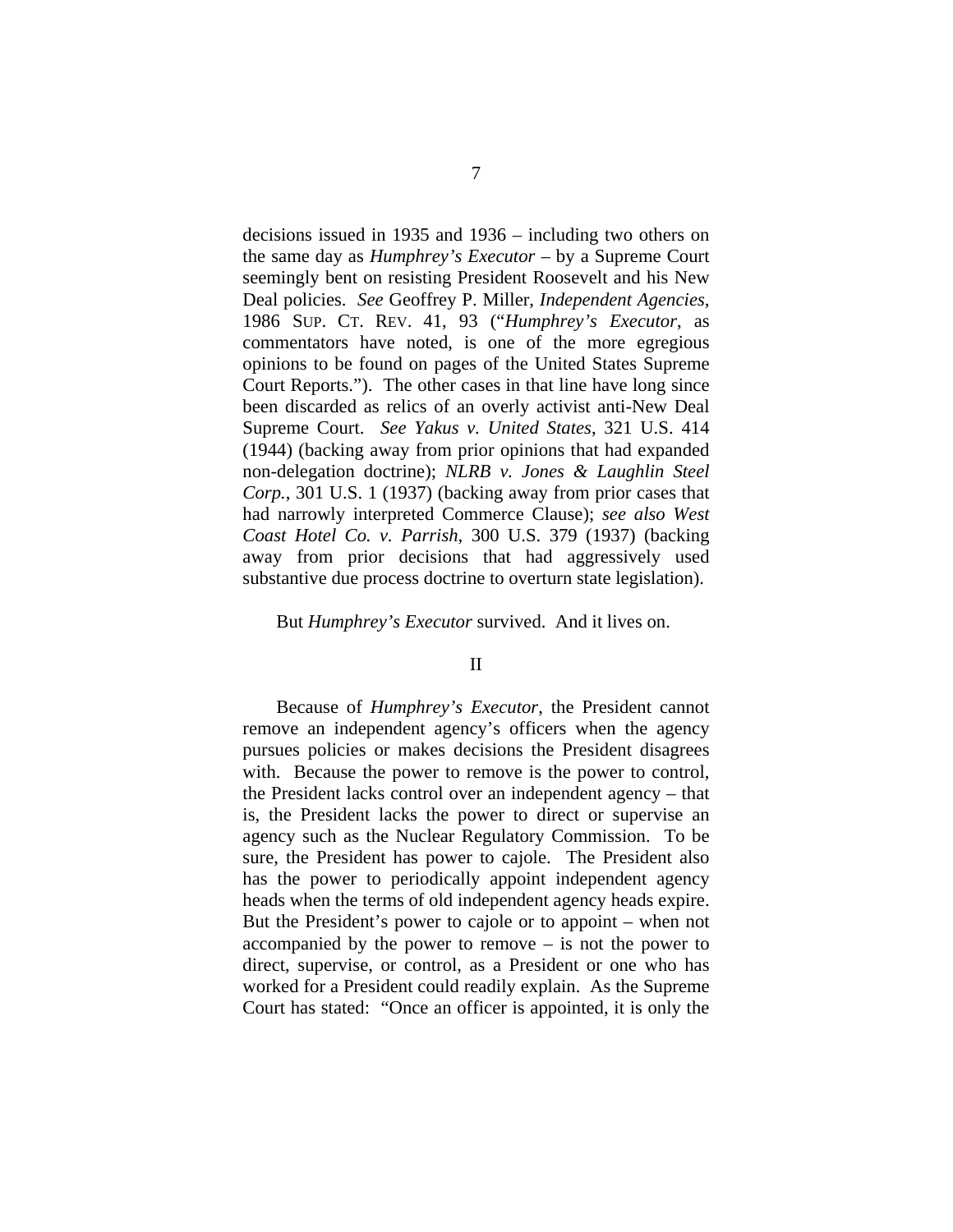decisions issued in 1935 and 1936 – including two others on the same day as *Humphrey's Executor* – by a Supreme Court seemingly bent on resisting President Roosevelt and his New Deal policies. *See* Geoffrey P. Miller, *Independent Agencies*, 1986 SUP. CT. REV. 41, 93 ("*Humphrey's Executor*, as commentators have noted, is one of the more egregious opinions to be found on pages of the United States Supreme Court Reports."). The other cases in that line have long since been discarded as relics of an overly activist anti-New Deal Supreme Court. *See Yakus v. United States*, 321 U.S. 414 (1944) (backing away from prior opinions that had expanded non-delegation doctrine); *NLRB v. Jones & Laughlin Steel Corp.*, 301 U.S. 1 (1937) (backing away from prior cases that had narrowly interpreted Commerce Clause); *see also West Coast Hotel Co. v. Parrish*, 300 U.S. 379 (1937) (backing away from prior decisions that had aggressively used substantive due process doctrine to overturn state legislation).

But *Humphrey's Executor* survived. And it lives on.

## II

Because of *Humphrey's Executor*, the President cannot remove an independent agency's officers when the agency pursues policies or makes decisions the President disagrees with. Because the power to remove is the power to control, the President lacks control over an independent agency – that is, the President lacks the power to direct or supervise an agency such as the Nuclear Regulatory Commission. To be sure, the President has power to cajole. The President also has the power to periodically appoint independent agency heads when the terms of old independent agency heads expire. But the President's power to cajole or to appoint – when not accompanied by the power to remove – is not the power to direct, supervise, or control, as a President or one who has worked for a President could readily explain. As the Supreme Court has stated: "Once an officer is appointed, it is only the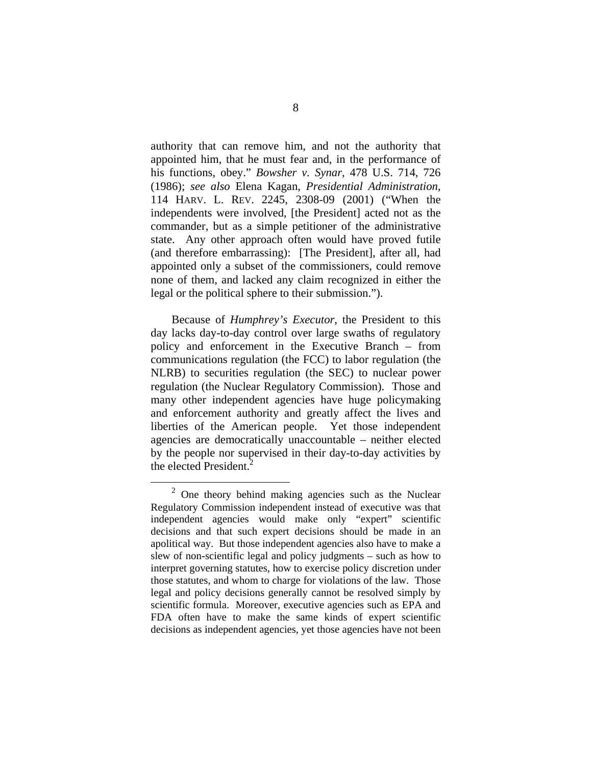authority that can remove him, and not the authority that appointed him, that he must fear and, in the performance of his functions, obey." *Bowsher v. Synar*, 478 U.S. 714, 726 (1986); *see also* Elena Kagan, *Presidential Administration*, 114 HARV. L. REV. 2245, 2308-09 (2001) ("When the independents were involved, [the President] acted not as the commander, but as a simple petitioner of the administrative state. Any other approach often would have proved futile (and therefore embarrassing): [The President], after all, had appointed only a subset of the commissioners, could remove none of them, and lacked any claim recognized in either the legal or the political sphere to their submission.").

Because of *Humphrey's Executor*, the President to this day lacks day-to-day control over large swaths of regulatory policy and enforcement in the Executive Branch – from communications regulation (the FCC) to labor regulation (the NLRB) to securities regulation (the SEC) to nuclear power regulation (the Nuclear Regulatory Commission). Those and many other independent agencies have huge policymaking and enforcement authority and greatly affect the lives and liberties of the American people. Yet those independent agencies are democratically unaccountable – neither elected by the people nor supervised in their day-to-day activities by the elected President.[2]

---

[2] One theory behind making agencies such as the Nuclear Regulatory Commission independent instead of executive was that independent agencies would make only "expert" scientific decisions and that such expert decisions should be made in an apolitical way. But those independent agencies also have to make a slew of non-scientific legal and policy judgments – such as how to interpret governing statutes, how to exercise policy discretion under those statutes, and whom to charge for violations of the law. Those legal and policy decisions generally cannot be resolved simply by scientific formula. Moreover, executive agencies such as EPA and FDA often have to make the same kinds of expert scientific decisions as independent agencies, yet those agencies have not been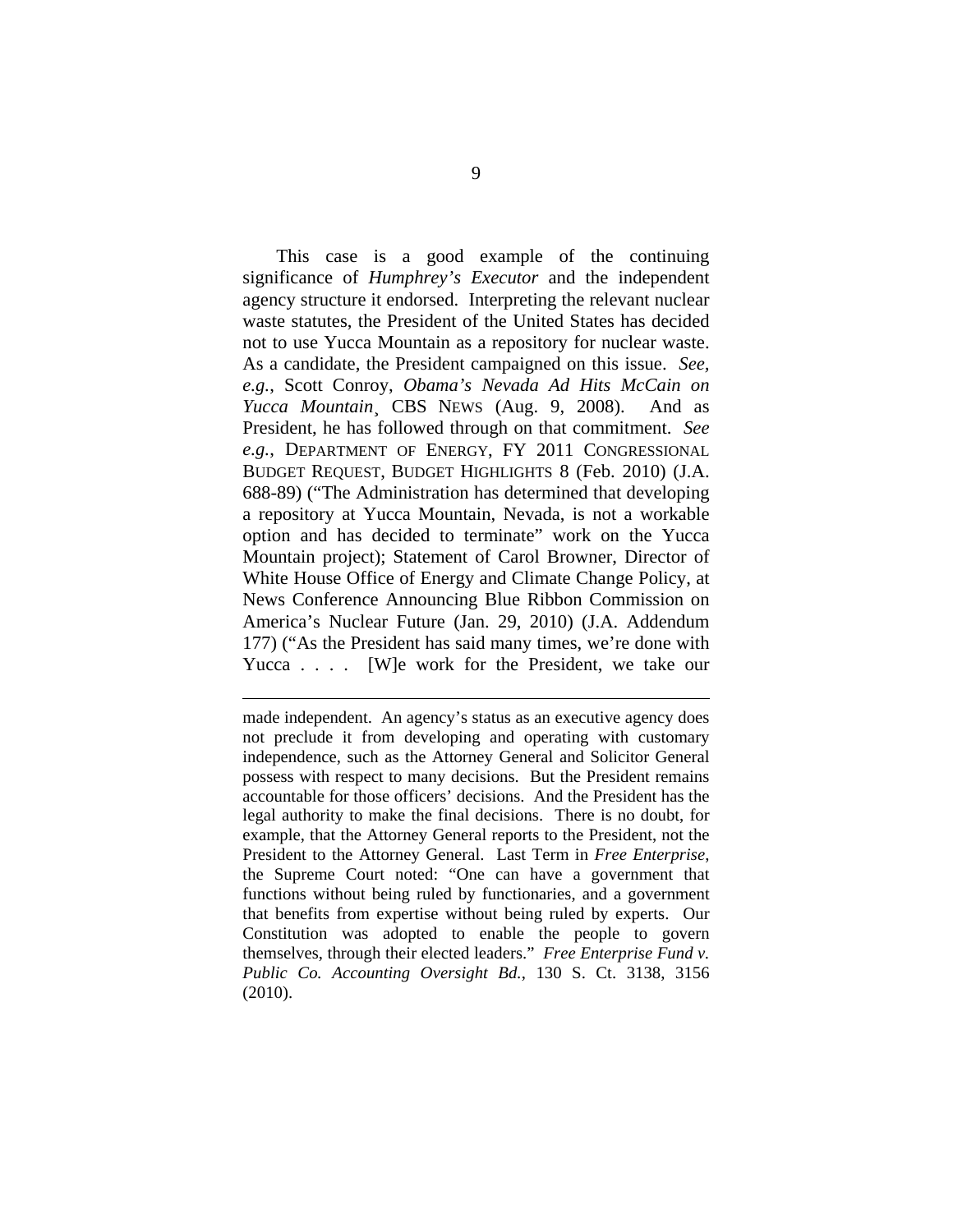This case is a good example of the continuing significance of *Humphrey's Executor* and the independent agency structure it endorsed. Interpreting the relevant nuclear waste statutes, the President of the United States has decided not to use Yucca Mountain as a repository for nuclear waste. As a candidate, the President campaigned on this issue. *See, e.g.*, Scott Conroy, *Obama's Nevada Ad Hits McCain on Yucca Mountain*¸ CBS NEWS (Aug. 9, 2008). And as President, he has followed through on that commitment. *See e.g.*, DEPARTMENT OF ENERGY, FY 2011 CONGRESSIONAL BUDGET REQUEST, BUDGET HIGHLIGHTS 8 (Feb. 2010) (J.A. 688-89) ("The Administration has determined that developing a repository at Yucca Mountain, Nevada, is not a workable option and has decided to terminate" work on the Yucca Mountain project); Statement of Carol Browner, Director of White House Office of Energy and Climate Change Policy, at News Conference Announcing Blue Ribbon Commission on America's Nuclear Future (Jan. 29, 2010) (J.A. Addendum 177) ("As the President has said many times, we're done with Yucca . . . . [W]e work for the President, we take our

---

made independent. An agency's status as an executive agency does not preclude it from developing and operating with customary independence, such as the Attorney General and Solicitor General possess with respect to many decisions. But the President remains accountable for those officers' decisions. And the President has the legal authority to make the final decisions. There is no doubt, for example, that the Attorney General reports to the President, not the President to the Attorney General. Last Term in *Free Enterprise*, the Supreme Court noted: "One can have a government that functions without being ruled by functionaries, and a government that benefits from expertise without being ruled by experts. Our Constitution was adopted to enable the people to govern themselves, through their elected leaders." *Free Enterprise Fund v. Public Co. Accounting Oversight Bd.*, 130 S. Ct. 3138, 3156 (2010).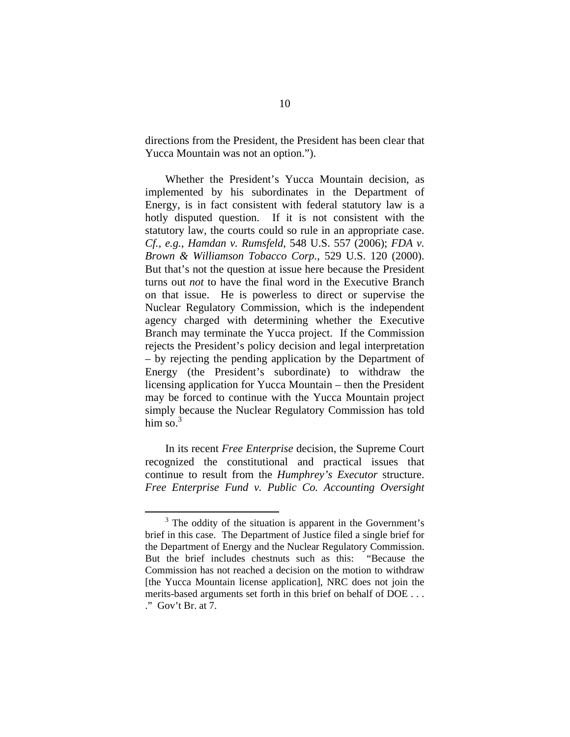directions from the President, the President has been clear that Yucca Mountain was not an option.").

Whether the President's Yucca Mountain decision, as implemented by his subordinates in the Department of Energy, is in fact consistent with federal statutory law is a hotly disputed question. If it is not consistent with the statutory law, the courts could so rule in an appropriate case. *Cf., e.g.*, *Hamdan v. Rumsfeld*, 548 U.S. 557 (2006); *FDA v. Brown & Williamson Tobacco Corp.*, 529 U.S. 120 (2000). But that's not the question at issue here because the President turns out *not* to have the final word in the Executive Branch on that issue. He is powerless to direct or supervise the Nuclear Regulatory Commission, which is the independent agency charged with determining whether the Executive Branch may terminate the Yucca project. If the Commission rejects the President's policy decision and legal interpretation – by rejecting the pending application by the Department of Energy (the President's subordinate) to withdraw the licensing application for Yucca Mountain – then the President may be forced to continue with the Yucca Mountain project simply because the Nuclear Regulatory Commission has told him so.[3]

In its recent *Free Enterprise* decision, the Supreme Court recognized the constitutional and practical issues that continue to result from the *Humphrey's Executor* structure. *Free Enterprise Fund v. Public Co. Accounting Oversight*

[3] The oddity of the situation is apparent in the Government's brief in this case. The Department of Justice filed a single brief for the Department of Energy and the Nuclear Regulatory Commission. But the brief includes chestnuts such as this: "Because the Commission has not reached a decision on the motion to withdraw [the Yucca Mountain license application], NRC does not join the merits-based arguments set forth in this brief on behalf of DOE . . . ." Gov't Br. at 7.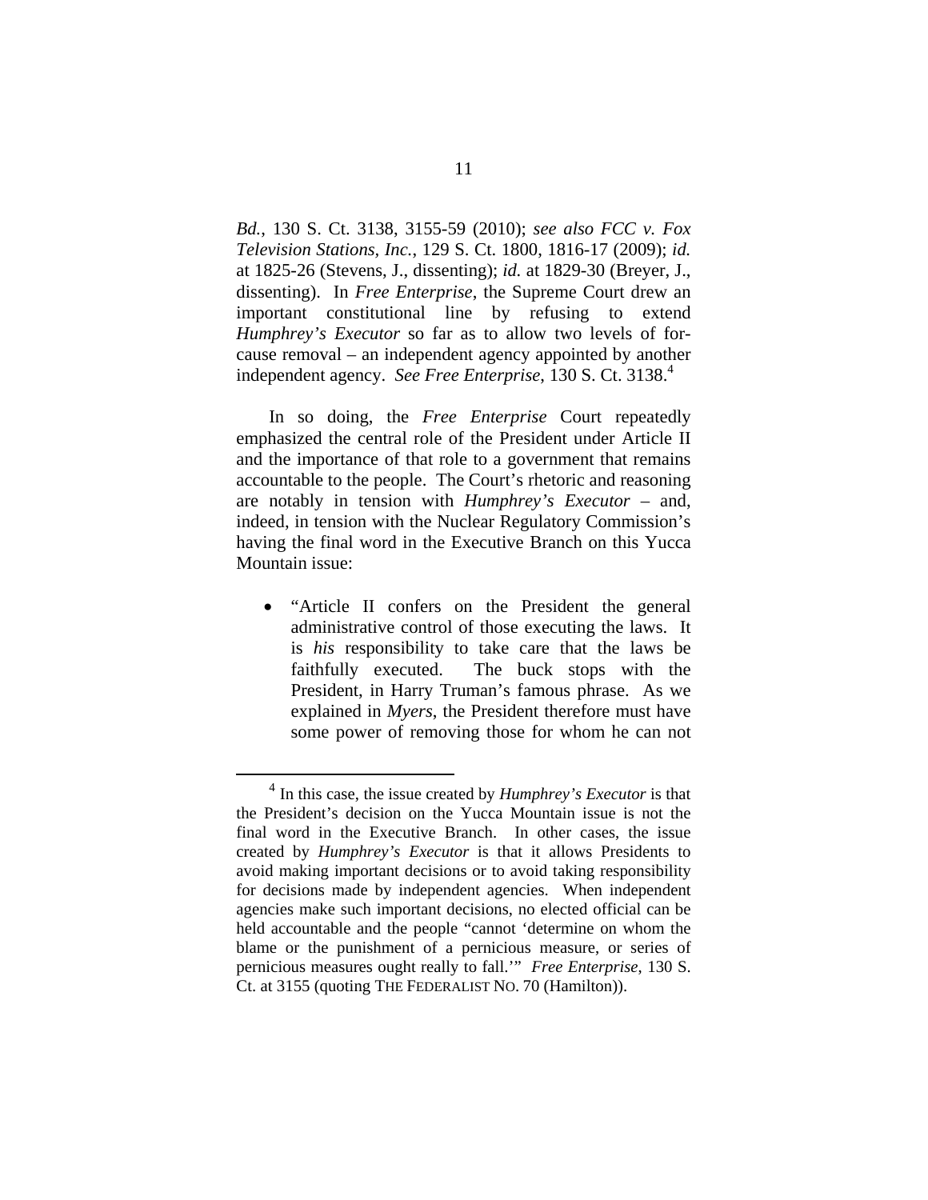*Bd.*, 130 S. Ct. 3138, 3155-59 (2010); *see also FCC v. Fox Television Stations, Inc.*, 129 S. Ct. 1800, 1816-17 (2009); *id.* at 1825-26 (Stevens, J., dissenting); *id.* at 1829-30 (Breyer, J., dissenting). In *Free Enterprise*, the Supreme Court drew an important constitutional line by refusing to extend *Humphrey's Executor* so far as to allow two levels of for-cause removal – an independent agency appointed by another independent agency. *See Free Enterprise*, 130 S. Ct. 3138.[4]

In so doing, the *Free Enterprise* Court repeatedly emphasized the central role of the President under Article II and the importance of that role to a government that remains accountable to the people. The Court's rhetoric and reasoning are notably in tension with *Humphrey's Executor* – and, indeed, in tension with the Nuclear Regulatory Commission's having the final word in the Executive Branch on this Yucca Mountain issue:

- "Article II confers on the President the general administrative control of those executing the laws. It is *his* responsibility to take care that the laws be faithfully executed. The buck stops with the President, in Harry Truman's famous phrase. As we explained in *Myers*, the President therefore must have some power of removing those for whom he can not

[4] In this case, the issue created by *Humphrey's Executor* is that the President's decision on the Yucca Mountain issue is not the final word in the Executive Branch. In other cases, the issue created by *Humphrey's Executor* is that it allows Presidents to avoid making important decisions or to avoid taking responsibility for decisions made by independent agencies. When independent agencies make such important decisions, no elected official can be held accountable and the people "cannot 'determine on whom the blame or the punishment of a pernicious measure, or series of pernicious measures ought really to fall.'" *Free Enterprise*, 130 S. Ct. at 3155 (quoting THE FEDERALIST NO. 70 (Hamilton)).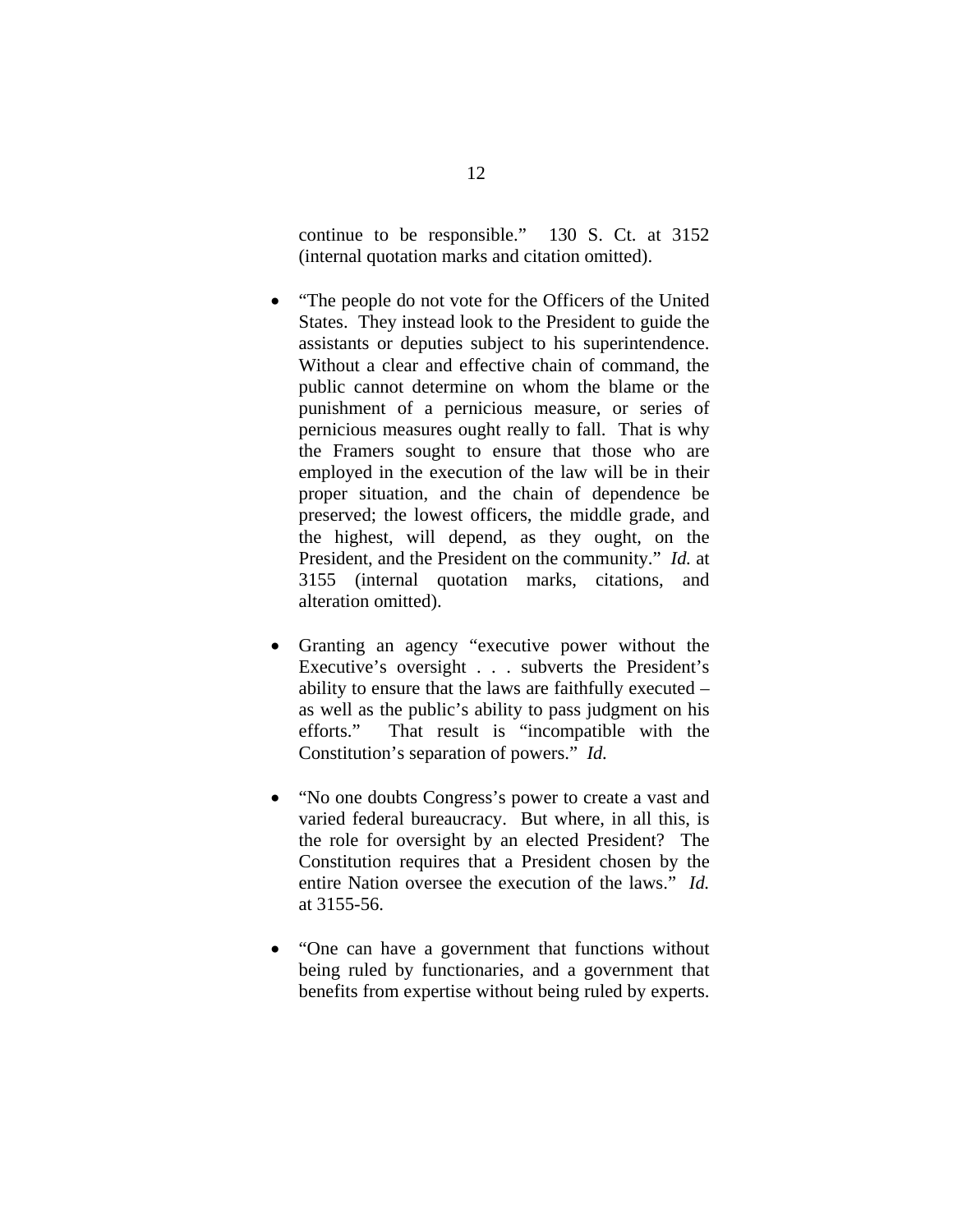continue to be responsible." 130 S. Ct. at 3152 (internal quotation marks and citation omitted).

- "The people do not vote for the Officers of the United States. They instead look to the President to guide the assistants or deputies subject to his superintendence. Without a clear and effective chain of command, the public cannot determine on whom the blame or the punishment of a pernicious measure, or series of pernicious measures ought really to fall. That is why the Framers sought to ensure that those who are employed in the execution of the law will be in their proper situation, and the chain of dependence be preserved; the lowest officers, the middle grade, and the highest, will depend, as they ought, on the President, and the President on the community." *Id.* at 3155 (internal quotation marks, citations, and alteration omitted).

- Granting an agency "executive power without the Executive's oversight . . . subverts the President's ability to ensure that the laws are faithfully executed – as well as the public's ability to pass judgment on his efforts." That result is "incompatible with the Constitution's separation of powers." *Id.*

- "No one doubts Congress's power to create a vast and varied federal bureaucracy. But where, in all this, is the role for oversight by an elected President? The Constitution requires that a President chosen by the entire Nation oversee the execution of the laws." *Id.* at 3155-56.

- "One can have a government that functions without being ruled by functionaries, and a government that benefits from expertise without being ruled by experts.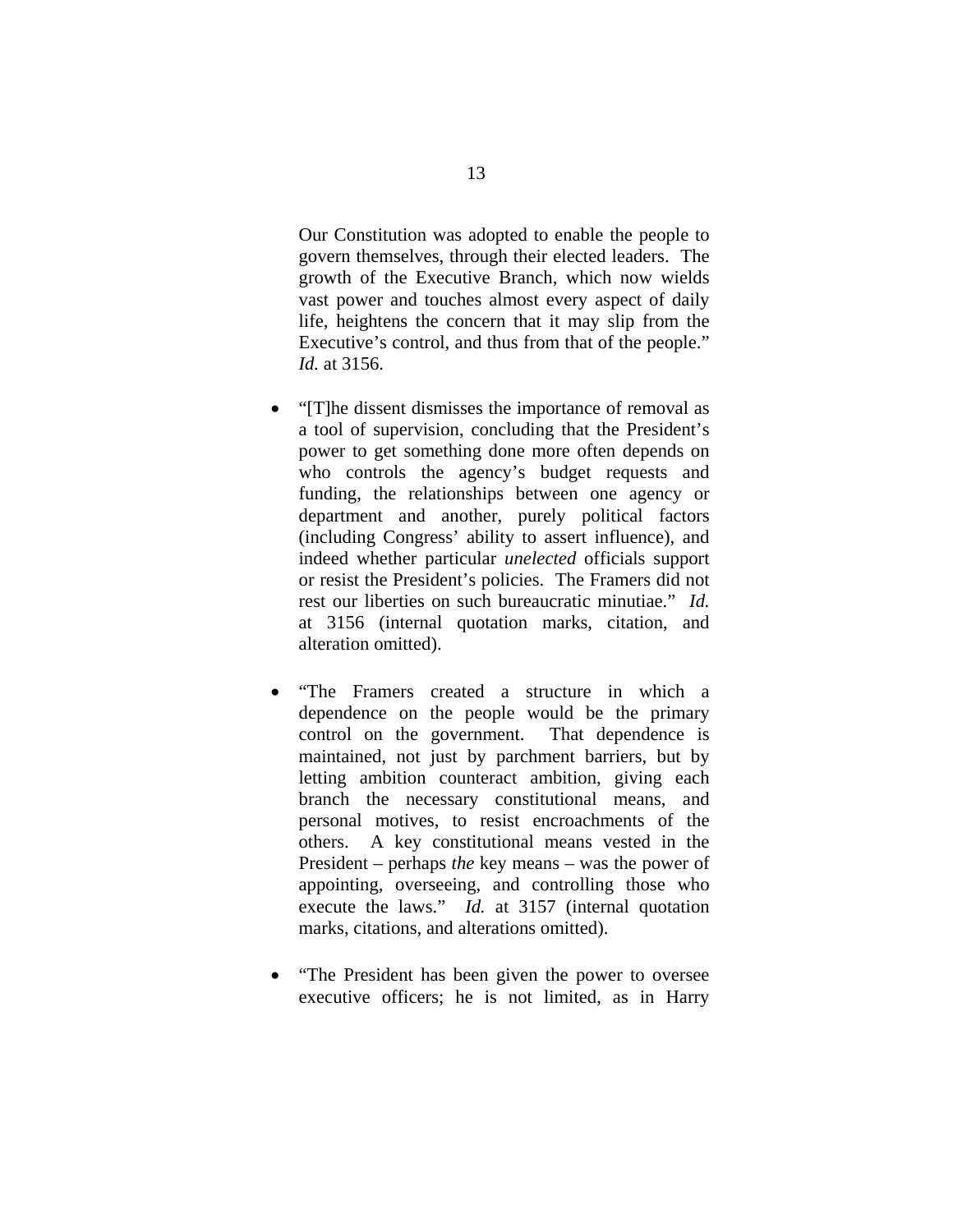Our Constitution was adopted to enable the people to govern themselves, through their elected leaders. The growth of the Executive Branch, which now wields vast power and touches almost every aspect of daily life, heightens the concern that it may slip from the Executive's control, and thus from that of the people." *Id.* at 3156.

- "[T]he dissent dismisses the importance of removal as a tool of supervision, concluding that the President's power to get something done more often depends on who controls the agency's budget requests and funding, the relationships between one agency or department and another, purely political factors (including Congress' ability to assert influence), and indeed whether particular *unelected* officials support or resist the President's policies. The Framers did not rest our liberties on such bureaucratic minutiae." *Id.* at 3156 (internal quotation marks, citation, and alteration omitted).

- "The Framers created a structure in which a dependence on the people would be the primary control on the government. That dependence is maintained, not just by parchment barriers, but by letting ambition counteract ambition, giving each branch the necessary constitutional means, and personal motives, to resist encroachments of the others. A key constitutional means vested in the President – perhaps *the* key means – was the power of appointing, overseeing, and controlling those who execute the laws." *Id.* at 3157 (internal quotation marks, citations, and alterations omitted).

- "The President has been given the power to oversee executive officers; he is not limited, as in Harry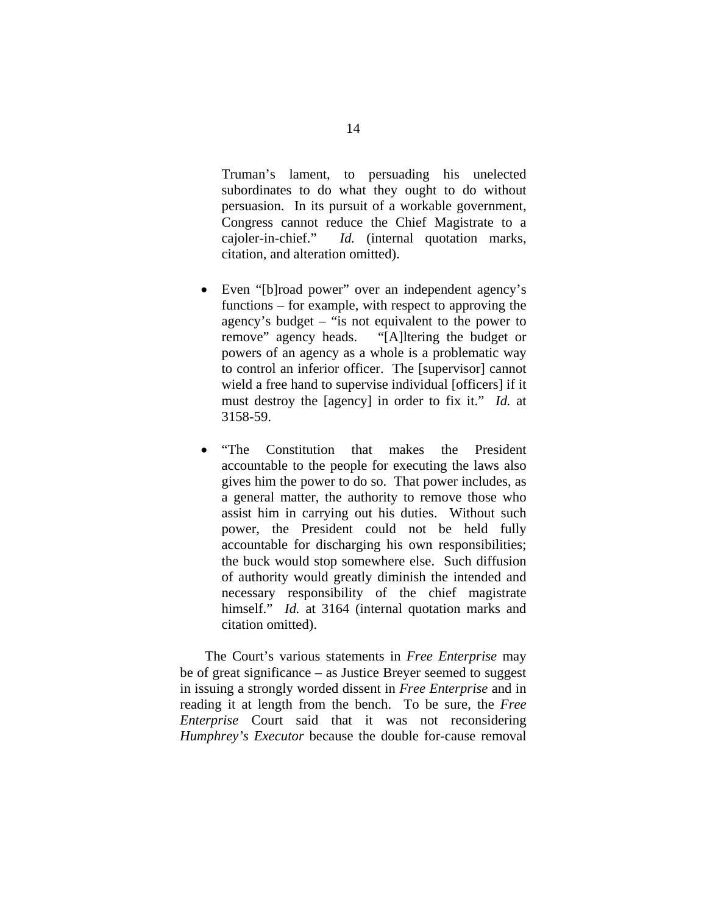Truman's lament, to persuading his unelected subordinates to do what they ought to do without persuasion. In its pursuit of a workable government, Congress cannot reduce the Chief Magistrate to a cajoler-in-chief." *Id.* (internal quotation marks, citation, and alteration omitted).

- Even "[b]road power" over an independent agency's functions – for example, with respect to approving the agency's budget – "is not equivalent to the power to remove" agency heads. "[A]ltering the budget or powers of an agency as a whole is a problematic way to control an inferior officer. The [supervisor] cannot wield a free hand to supervise individual [officers] if it must destroy the [agency] in order to fix it." *Id.* at 3158-59.

- "The Constitution that makes the President accountable to the people for executing the laws also gives him the power to do so. That power includes, as a general matter, the authority to remove those who assist him in carrying out his duties. Without such power, the President could not be held fully accountable for discharging his own responsibilities; the buck would stop somewhere else. Such diffusion of authority would greatly diminish the intended and necessary responsibility of the chief magistrate himself." *Id.* at 3164 (internal quotation marks and citation omitted).

The Court's various statements in *Free Enterprise* may be of great significance – as Justice Breyer seemed to suggest in issuing a strongly worded dissent in *Free Enterprise* and in reading it at length from the bench. To be sure, the *Free Enterprise* Court said that it was not reconsidering *Humphrey's Executor* because the double for-cause removal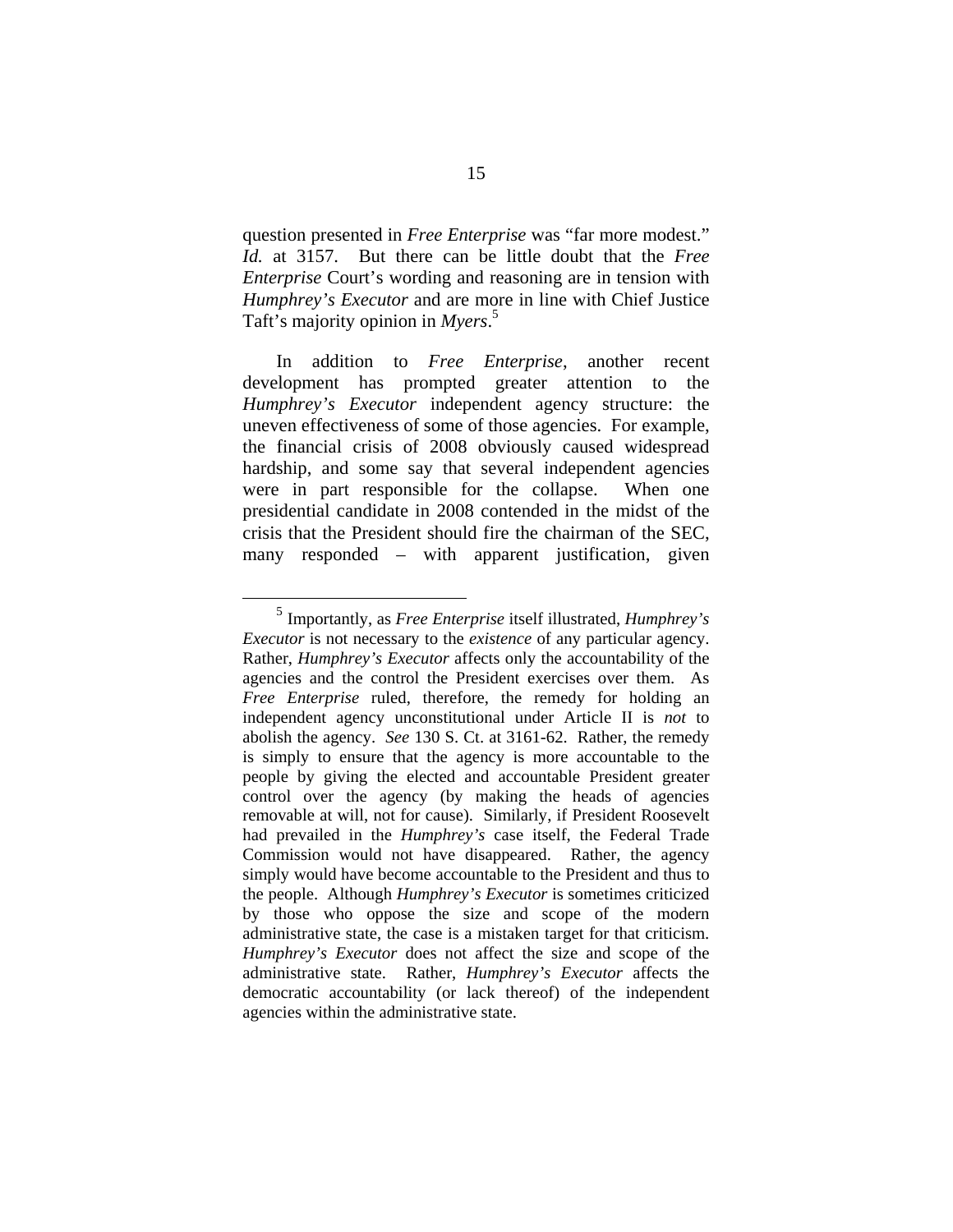question presented in *Free Enterprise* was "far more modest." *Id.* at 3157. But there can be little doubt that the *Free Enterprise* Court's wording and reasoning are in tension with *Humphrey's Executor* and are more in line with Chief Justice Taft's majority opinion in *Myers*.[5]

In addition to *Free Enterprise*, another recent development has prompted greater attention to the *Humphrey's Executor* independent agency structure: the uneven effectiveness of some of those agencies. For example, the financial crisis of 2008 obviously caused widespread hardship, and some say that several independent agencies were in part responsible for the collapse. When one presidential candidate in 2008 contended in the midst of the crisis that the President should fire the chairman of the SEC, many responded – with apparent justification, given

---

[5] Importantly, as *Free Enterprise* itself illustrated, *Humphrey's Executor* is not necessary to the *existence* of any particular agency. Rather, *Humphrey's Executor* affects only the accountability of the agencies and the control the President exercises over them. As *Free Enterprise* ruled, therefore, the remedy for holding an independent agency unconstitutional under Article II is *not* to abolish the agency. *See* 130 S. Ct. at 3161-62. Rather, the remedy is simply to ensure that the agency is more accountable to the people by giving the elected and accountable President greater control over the agency (by making the heads of agencies removable at will, not for cause). Similarly, if President Roosevelt had prevailed in the *Humphrey's* case itself, the Federal Trade Commission would not have disappeared. Rather, the agency simply would have become accountable to the President and thus to the people. Although *Humphrey's Executor* is sometimes criticized by those who oppose the size and scope of the modern administrative state, the case is a mistaken target for that criticism. *Humphrey's Executor* does not affect the size and scope of the administrative state. Rather, *Humphrey's Executor* affects the democratic accountability (or lack thereof) of the independent agencies within the administrative state.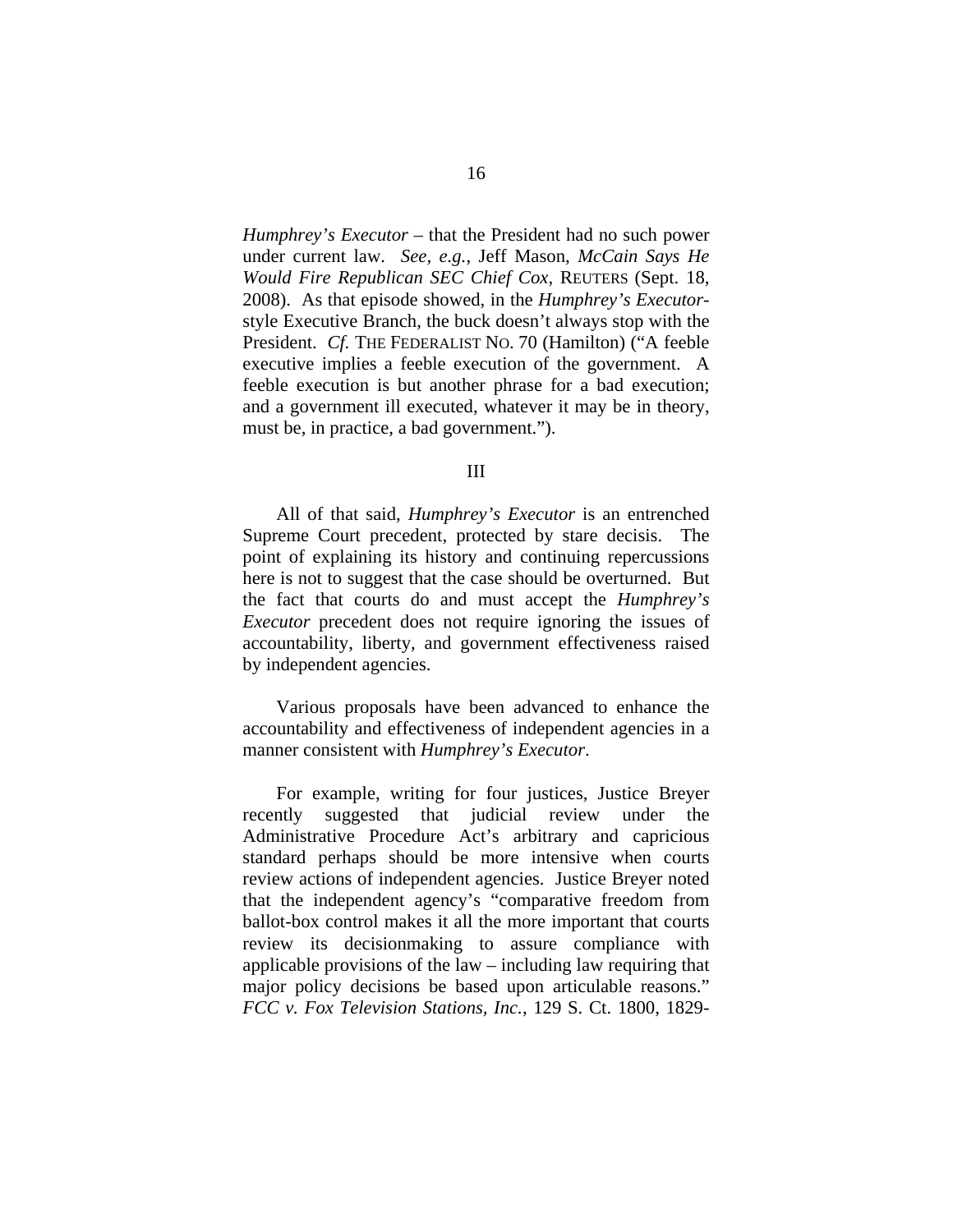*Humphrey's Executor* – that the President had no such power under current law. *See, e.g.*, Jeff Mason, *McCain Says He Would Fire Republican SEC Chief Cox*, REUTERS (Sept. 18, 2008). As that episode showed, in the *Humphrey's Executor*-style Executive Branch, the buck doesn't always stop with the President. *Cf.* THE FEDERALIST NO. 70 (Hamilton) ("A feeble executive implies a feeble execution of the government. A feeble execution is but another phrase for a bad execution; and a government ill executed, whatever it may be in theory, must be, in practice, a bad government.").

## III

All of that said, *Humphrey's Executor* is an entrenched Supreme Court precedent, protected by stare decisis. The point of explaining its history and continuing repercussions here is not to suggest that the case should be overturned. But the fact that courts do and must accept the *Humphrey's Executor* precedent does not require ignoring the issues of accountability, liberty, and government effectiveness raised by independent agencies.

Various proposals have been advanced to enhance the accountability and effectiveness of independent agencies in a manner consistent with *Humphrey's Executor*.

For example, writing for four justices, Justice Breyer recently suggested that judicial review under the Administrative Procedure Act's arbitrary and capricious standard perhaps should be more intensive when courts review actions of independent agencies. Justice Breyer noted that the independent agency's "comparative freedom from ballot-box control makes it all the more important that courts review its decisionmaking to assure compliance with applicable provisions of the law – including law requiring that major policy decisions be based upon articulable reasons." *FCC v. Fox Television Stations, Inc.*, 129 S. Ct. 1800, 1829-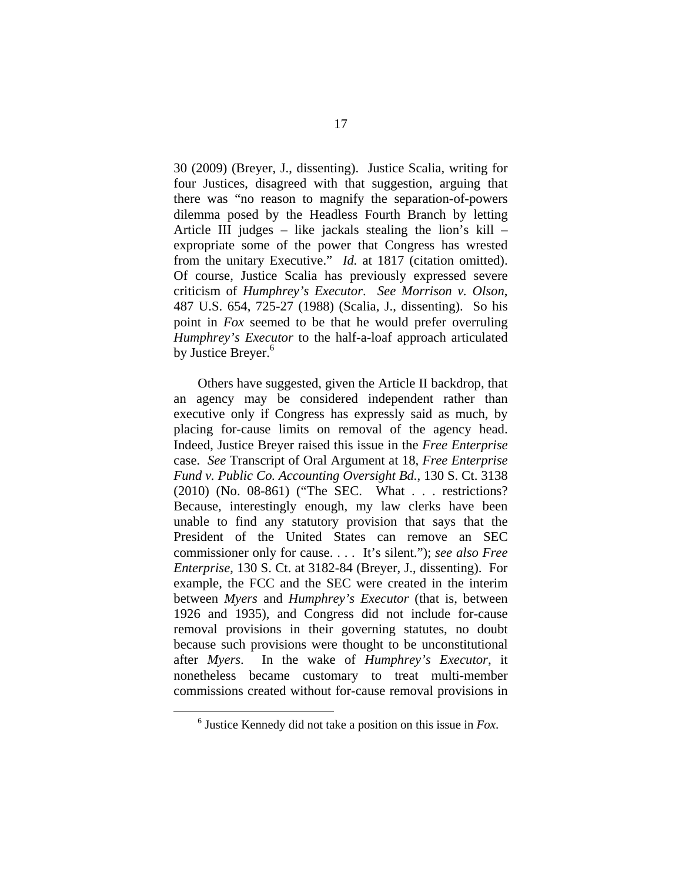30 (2009) (Breyer, J., dissenting). Justice Scalia, writing for four Justices, disagreed with that suggestion, arguing that there was "no reason to magnify the separation-of-powers dilemma posed by the Headless Fourth Branch by letting Article III judges – like jackals stealing the lion's kill – expropriate some of the power that Congress has wrested from the unitary Executive." *Id.* at 1817 (citation omitted). Of course, Justice Scalia has previously expressed severe criticism of *Humphrey's Executor*. *See Morrison v. Olson*, 487 U.S. 654, 725-27 (1988) (Scalia, J., dissenting). So his point in *Fox* seemed to be that he would prefer overruling *Humphrey's Executor* to the half-a-loaf approach articulated by Justice Breyer.[6]

Others have suggested, given the Article II backdrop, that an agency may be considered independent rather than executive only if Congress has expressly said as much, by placing for-cause limits on removal of the agency head. Indeed, Justice Breyer raised this issue in the *Free Enterprise* case. *See* Transcript of Oral Argument at 18, *Free Enterprise Fund v. Public Co. Accounting Oversight Bd.*, 130 S. Ct. 3138 (2010) (No. 08-861) ("The SEC. What . . . restrictions? Because, interestingly enough, my law clerks have been unable to find any statutory provision that says that the President of the United States can remove an SEC commissioner only for cause. . . . It's silent."); *see also Free Enterprise*, 130 S. Ct. at 3182-84 (Breyer, J., dissenting). For example, the FCC and the SEC were created in the interim between *Myers* and *Humphrey's Executor* (that is, between 1926 and 1935), and Congress did not include for-cause removal provisions in their governing statutes, no doubt because such provisions were thought to be unconstitutional after *Myers*. In the wake of *Humphrey's Executor*, it nonetheless became customary to treat multi-member commissions created without for-cause removal provisions in

[6] Justice Kennedy did not take a position on this issue in *Fox*.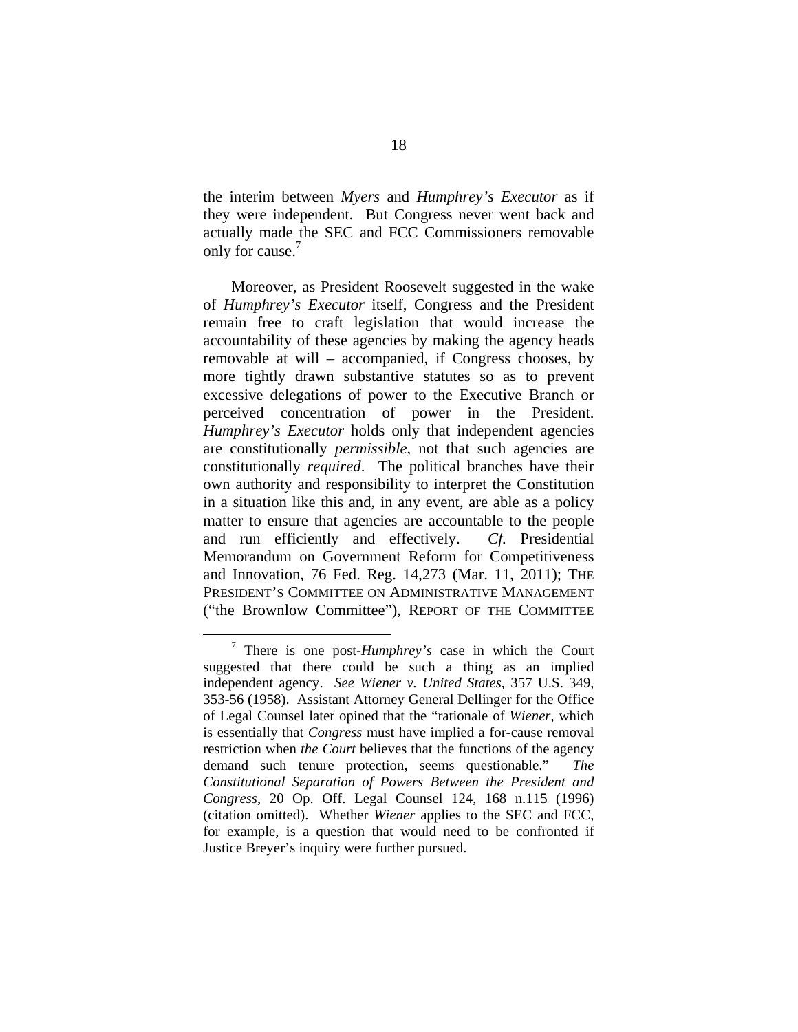the interim between *Myers* and *Humphrey's Executor* as if they were independent. But Congress never went back and actually made the SEC and FCC Commissioners removable only for cause.[7]

Moreover, as President Roosevelt suggested in the wake of *Humphrey's Executor* itself, Congress and the President remain free to craft legislation that would increase the accountability of these agencies by making the agency heads removable at will – accompanied, if Congress chooses, by more tightly drawn substantive statutes so as to prevent excessive delegations of power to the Executive Branch or perceived concentration of power in the President. *Humphrey's Executor* holds only that independent agencies are constitutionally *permissible*, not that such agencies are constitutionally *required*. The political branches have their own authority and responsibility to interpret the Constitution in a situation like this and, in any event, are able as a policy matter to ensure that agencies are accountable to the people and run efficiently and effectively. *Cf.* Presidential Memorandum on Government Reform for Competitiveness and Innovation, 76 Fed. Reg. 14,273 (Mar. 11, 2011); THE PRESIDENT'S COMMITTEE ON ADMINISTRATIVE MANAGEMENT ("the Brownlow Committee"), REPORT OF THE COMMITTEE

---

[7] There is one post-*Humphrey's* case in which the Court suggested that there could be such a thing as an implied independent agency. *See Wiener v. United States*, 357 U.S. 349, 353-56 (1958). Assistant Attorney General Dellinger for the Office of Legal Counsel later opined that the "rationale of *Wiener*, which is essentially that *Congress* must have implied a for-cause removal restriction when *the Court* believes that the functions of the agency demand such tenure protection, seems questionable." *The Constitutional Separation of Powers Between the President and Congress*, 20 Op. Off. Legal Counsel 124, 168 n.115 (1996) (citation omitted). Whether *Wiener* applies to the SEC and FCC, for example, is a question that would need to be confronted if Justice Breyer's inquiry were further pursued.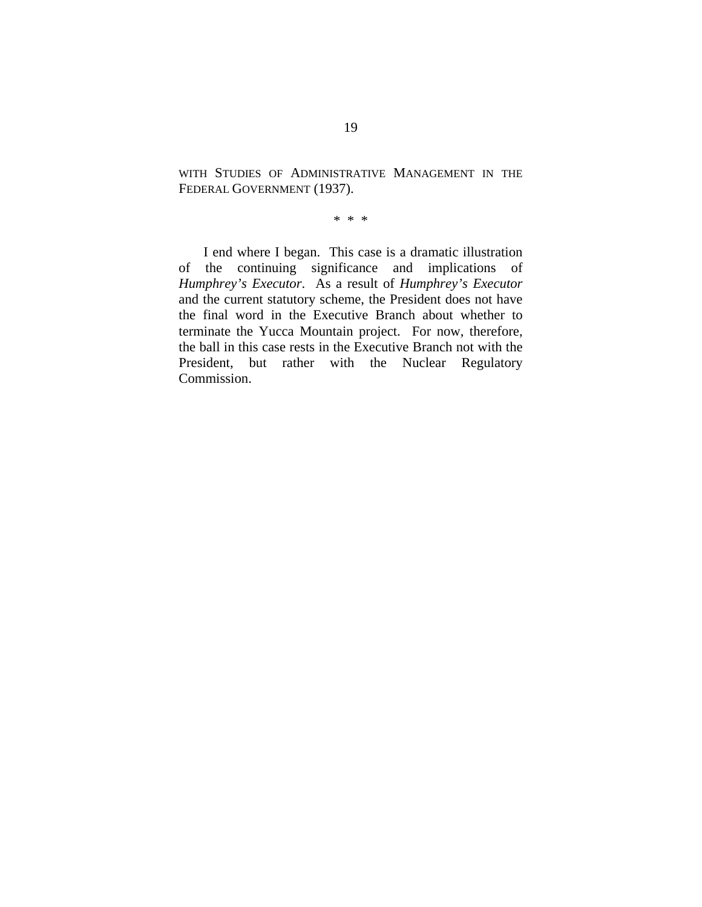WITH STUDIES OF ADMINISTRATIVE MANAGEMENT IN THE FEDERAL GOVERNMENT (1937).

\* \* \*

I end where I began. This case is a dramatic illustration of the continuing significance and implications of *Humphrey's Executor*. As a result of *Humphrey's Executor* and the current statutory scheme, the President does not have the final word in the Executive Branch about whether to terminate the Yucca Mountain project. For now, therefore, the ball in this case rests in the Executive Branch not with the President, but rather with the Nuclear Regulatory Commission.